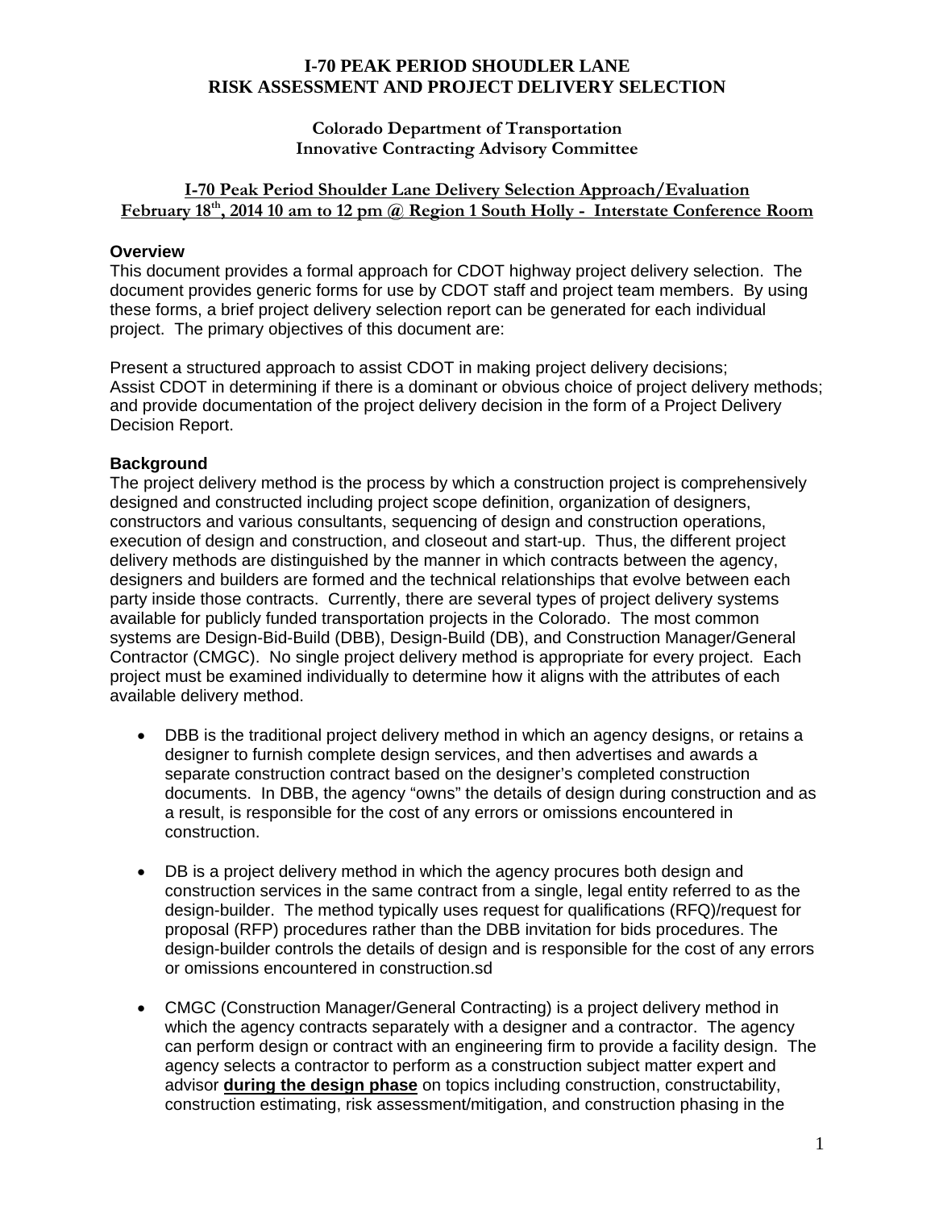# I-70 PEAK PERIOD SHOUDLER LANE
# RISK ASSESSMENT AND PROJECT DELIVERY SELECTION

**Colorado Department of Transportation**
**Innovative Contracting Advisory Committee**

**I-70 Peak Period Shoulder Lane Delivery Selection Approach/Evaluation**
**February 18th, 2014 10 am to 12 pm @ Region 1 South Holly - Interstate Conference Room**

### Overview

This document provides a formal approach for CDOT highway project delivery selection. The document provides generic forms for use by CDOT staff and project team members. By using these forms, a brief project delivery selection report can be generated for each individual project. The primary objectives of this document are:

Present a structured approach to assist CDOT in making project delivery decisions;
Assist CDOT in determining if there is a dominant or obvious choice of project delivery methods; and provide documentation of the project delivery decision in the form of a Project Delivery Decision Report.

### Background

The project delivery method is the process by which a construction project is comprehensively designed and constructed including project scope definition, organization of designers, constructors and various consultants, sequencing of design and construction operations, execution of design and construction, and closeout and start-up. Thus, the different project delivery methods are distinguished by the manner in which contracts between the agency, designers and builders are formed and the technical relationships that evolve between each party inside those contracts. Currently, there are several types of project delivery systems available for publicly funded transportation projects in the Colorado. The most common systems are Design-Bid-Build (DBB), Design-Build (DB), and Construction Manager/General Contractor (CMGC). No single project delivery method is appropriate for every project. Each project must be examined individually to determine how it aligns with the attributes of each available delivery method.

- DBB is the traditional project delivery method in which an agency designs, or retains a designer to furnish complete design services, and then advertises and awards a separate construction contract based on the designer's completed construction documents. In DBB, the agency "owns" the details of design during construction and as a result, is responsible for the cost of any errors or omissions encountered in construction.

- DB is a project delivery method in which the agency procures both design and construction services in the same contract from a single, legal entity referred to as the design-builder. The method typically uses request for qualifications (RFQ)/request for proposal (RFP) procedures rather than the DBB invitation for bids procedures. The design-builder controls the details of design and is responsible for the cost of any errors or omissions encountered in construction.sd

- CMGC (Construction Manager/General Contracting) is a project delivery method in which the agency contracts separately with a designer and a contractor. The agency can perform design or contract with an engineering firm to provide a facility design. The agency selects a contractor to perform as a construction subject matter expert and advisor **during the design phase** on topics including construction, constructability, construction estimating, risk assessment/mitigation, and construction phasing in the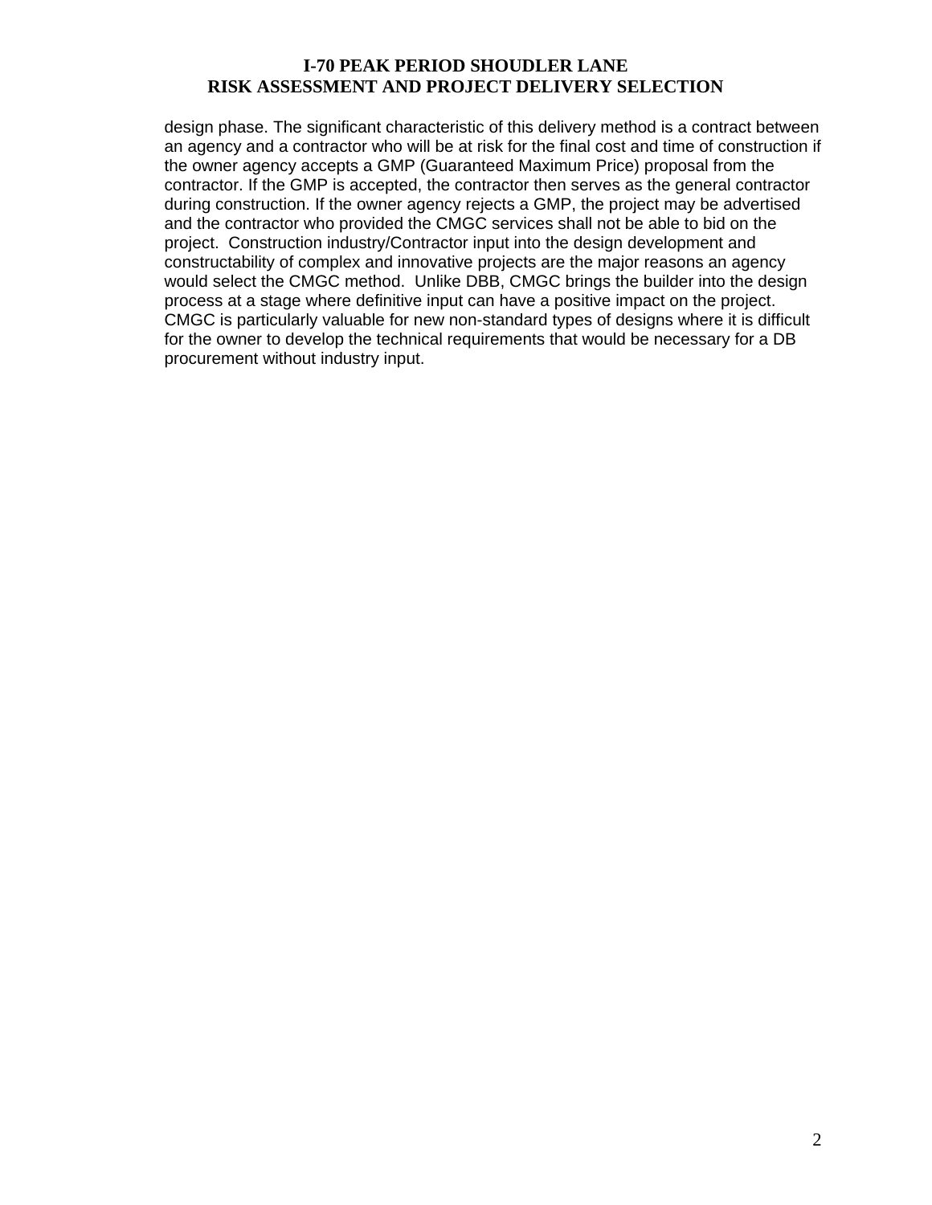design phase. The significant characteristic of this delivery method is a contract between an agency and a contractor who will be at risk for the final cost and time of construction if the owner agency accepts a GMP (Guaranteed Maximum Price) proposal from the contractor. If the GMP is accepted, the contractor then serves as the general contractor during construction. If the owner agency rejects a GMP, the project may be advertised and the contractor who provided the CMGC services shall not be able to bid on the project. Construction industry/Contractor input into the design development and constructability of complex and innovative projects are the major reasons an agency would select the CMGC method. Unlike DBB, CMGC brings the builder into the design process at a stage where definitive input can have a positive impact on the project. CMGC is particularly valuable for new non-standard types of designs where it is difficult for the owner to develop the technical requirements that would be necessary for a DB procurement without industry input.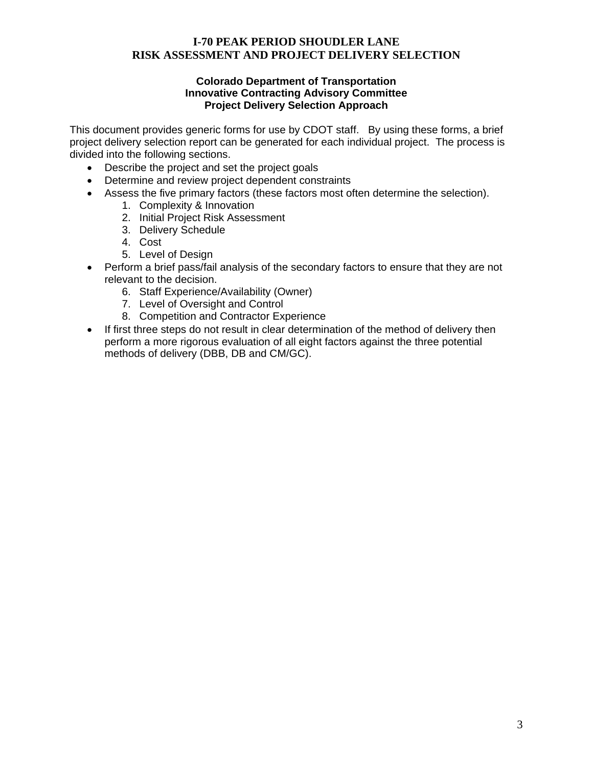# I-70 PEAK PERIOD SHOUDLER LANE
# RISK ASSESSMENT AND PROJECT DELIVERY SELECTION

### Colorado Department of Transportation
### Innovative Contracting Advisory Committee
### Project Delivery Selection Approach

This document provides generic forms for use by CDOT staff. By using these forms, a brief project delivery selection report can be generated for each individual project. The process is divided into the following sections.

- Describe the project and set the project goals
- Determine and review project dependent constraints
- Assess the five primary factors (these factors most often determine the selection).
  1. Complexity & Innovation
  2. Initial Project Risk Assessment
  3. Delivery Schedule
  4. Cost
  5. Level of Design
- Perform a brief pass/fail analysis of the secondary factors to ensure that they are not relevant to the decision.
  6. Staff Experience/Availability (Owner)
  7. Level of Oversight and Control
  8. Competition and Contractor Experience
- If first three steps do not result in clear determination of the method of delivery then perform a more rigorous evaluation of all eight factors against the three potential methods of delivery (DBB, DB and CM/GC).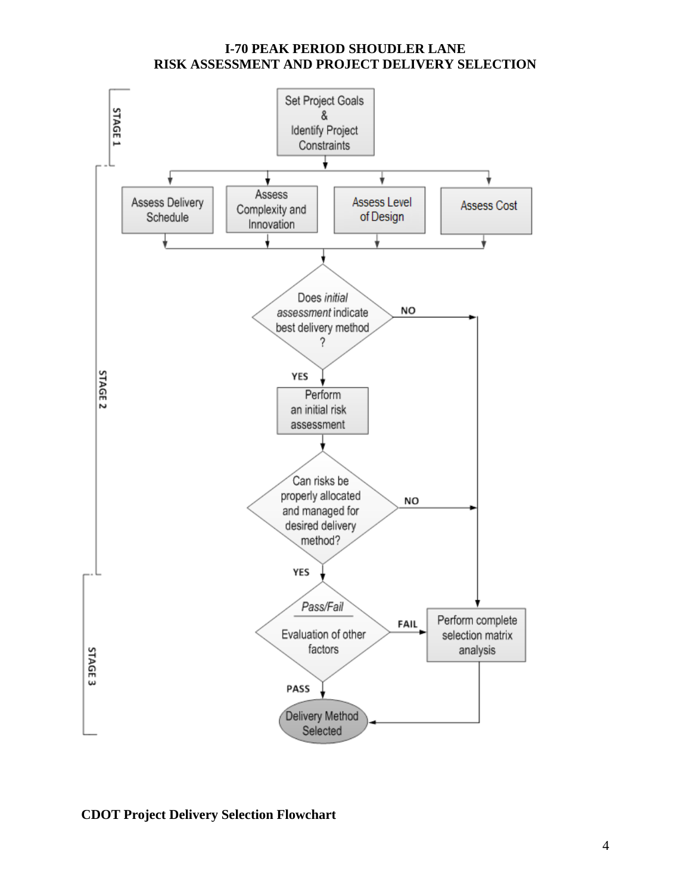# I-70 PEAK PERIOD SHOUDLER LANE
# RISK ASSESSMENT AND PROJECT DELIVERY SELECTION

STAGE 1

Set Project Goals & Identify Project Constraints

STAGE 2

Assess Delivery Schedule

Assess Complexity and Innovation

Assess Level of Design

Assess Cost

Does *initial assessment* indicate best delivery method ?

NO

YES

Perform an initial risk assessment

Can risks be properly allocated and managed for desired delivery method?

NO

YES

STAGE 3

*Pass/Fail*

Evaluation of other factors

FAIL

Perform complete selection matrix analysis

PASS

Delivery Method Selected

**CDOT Project Delivery Selection Flowchart**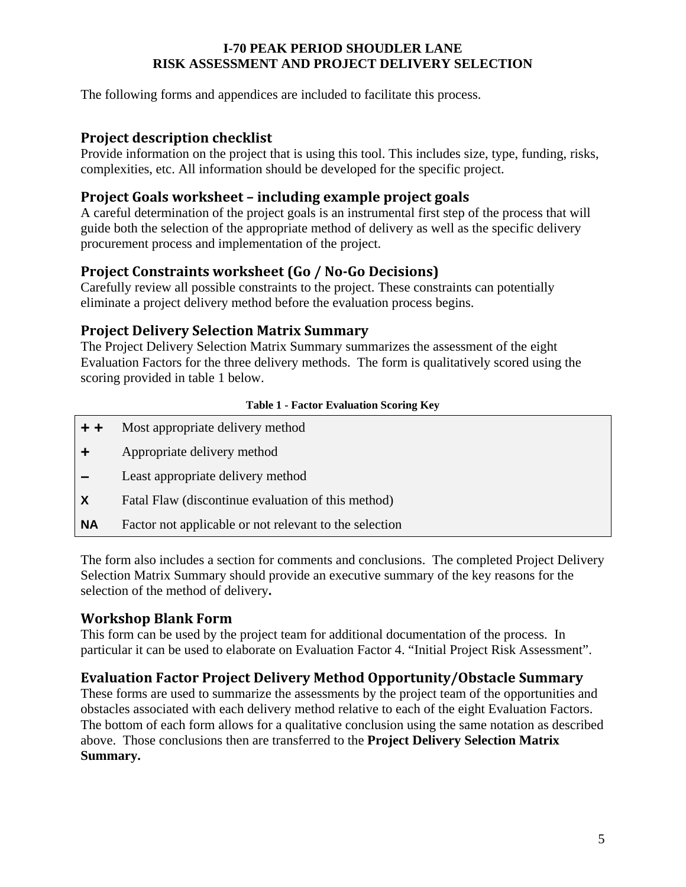**I-70 PEAK PERIOD SHOUDLER LANE**
**RISK ASSESSMENT AND PROJECT DELIVERY SELECTION**

The following forms and appendices are included to facilitate this process.

## Project description checklist

Provide information on the project that is using this tool. This includes size, type, funding, risks, complexities, etc. All information should be developed for the specific project.

## Project Goals worksheet – including example project goals

A careful determination of the project goals is an instrumental first step of the process that will guide both the selection of the appropriate method of delivery as well as the specific delivery procurement process and implementation of the project.

## Project Constraints worksheet (Go / No-Go Decisions)

Carefully review all possible constraints to the project. These constraints can potentially eliminate a project delivery method before the evaluation process begins.

## Project Delivery Selection Matrix Summary

The Project Delivery Selection Matrix Summary summarizes the assessment of the eight Evaluation Factors for the three delivery methods. The form is qualitatively scored using the scoring provided in table 1 below.

**Table 1 - Factor Evaluation Scoring Key**

| Symbol | Meaning |
|---|---|
| **+ +** | Most appropriate delivery method |
| **+** | Appropriate delivery method |
| **–** | Least appropriate delivery method |
| **X** | Fatal Flaw (discontinue evaluation of this method) |
| **NA** | Factor not applicable or not relevant to the selection |

The form also includes a section for comments and conclusions. The completed Project Delivery Selection Matrix Summary should provide an executive summary of the key reasons for the selection of the method of delivery**.**

## Workshop Blank Form

This form can be used by the project team for additional documentation of the process. In particular it can be used to elaborate on Evaluation Factor 4. "Initial Project Risk Assessment".

## Evaluation Factor Project Delivery Method Opportunity/Obstacle Summary

These forms are used to summarize the assessments by the project team of the opportunities and obstacles associated with each delivery method relative to each of the eight Evaluation Factors. The bottom of each form allows for a qualitative conclusion using the same notation as described above. Those conclusions then are transferred to the **Project Delivery Selection Matrix Summary.**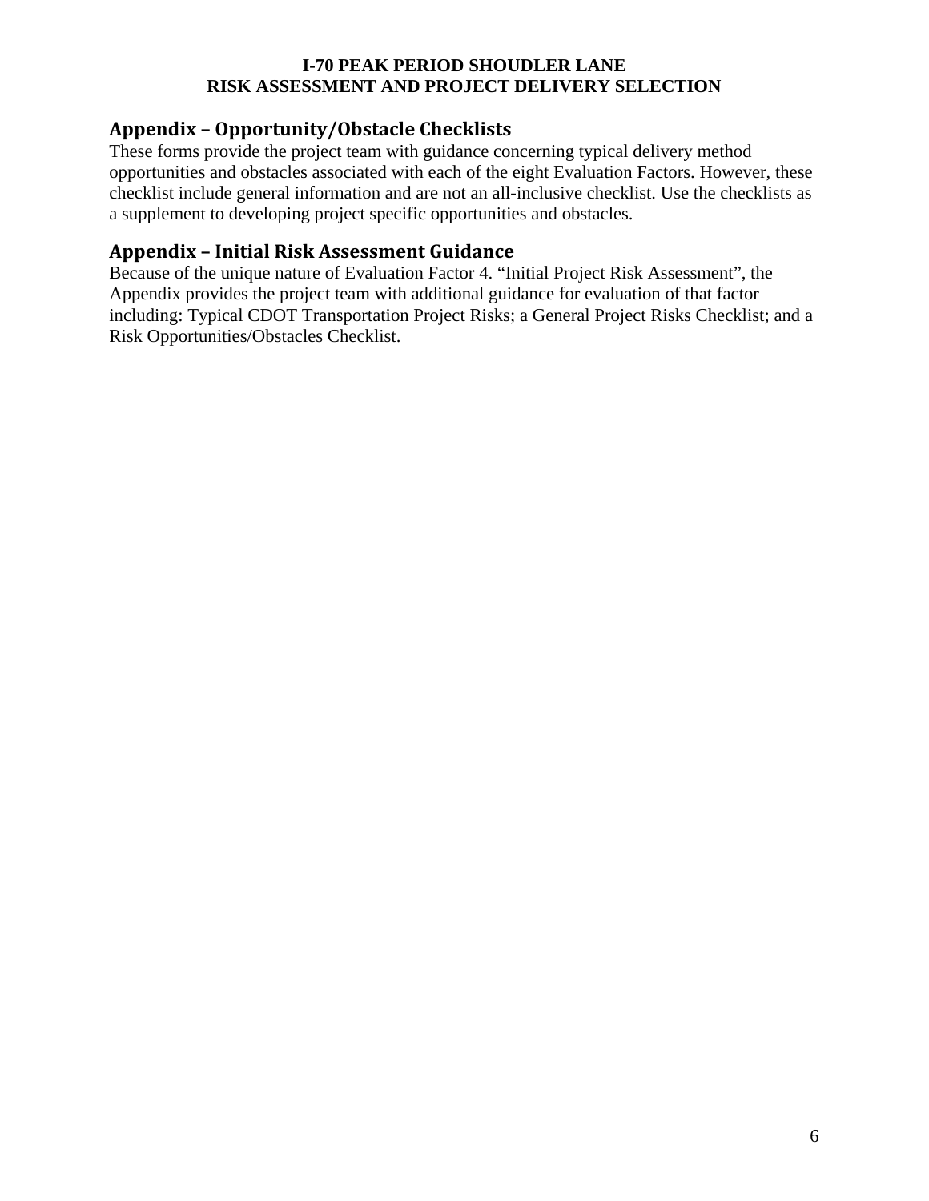## Appendix – Opportunity/Obstacle Checklists

These forms provide the project team with guidance concerning typical delivery method opportunities and obstacles associated with each of the eight Evaluation Factors. However, these checklist include general information and are not an all-inclusive checklist. Use the checklists as a supplement to developing project specific opportunities and obstacles.

## Appendix – Initial Risk Assessment Guidance

Because of the unique nature of Evaluation Factor 4. "Initial Project Risk Assessment", the Appendix provides the project team with additional guidance for evaluation of that factor including: Typical CDOT Transportation Project Risks; a General Project Risks Checklist; and a Risk Opportunities/Obstacles Checklist.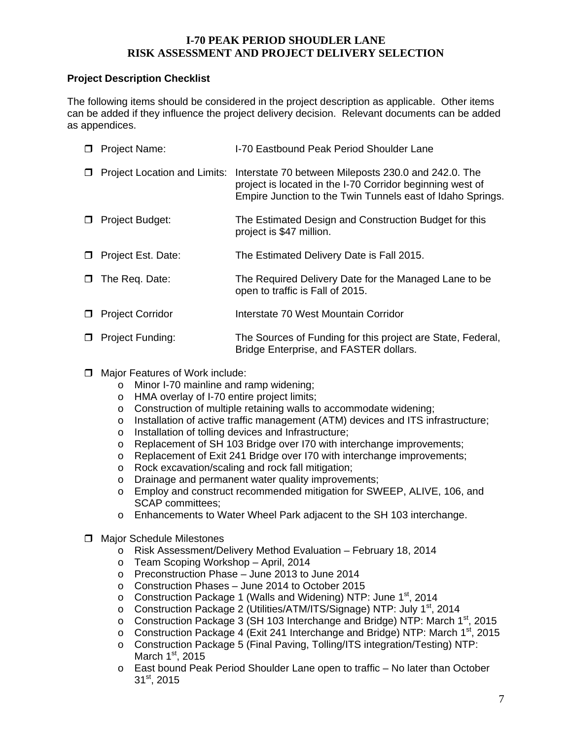# I-70 PEAK PERIOD SHOUDLER LANE
# RISK ASSESSMENT AND PROJECT DELIVERY SELECTION

**Project Description Checklist**

The following items should be considered in the project description as applicable. Other items can be added if they influence the project delivery decision. Relevant documents can be added as appendices.

- ❐ Project Name: I-70 Eastbound Peak Period Shoulder Lane
- ❐ Project Location and Limits: Interstate 70 between Mileposts 230.0 and 242.0. The project is located in the I-70 Corridor beginning west of Empire Junction to the Twin Tunnels east of Idaho Springs.
- ❐ Project Budget: The Estimated Design and Construction Budget for this project is $47 million.
- ❐ Project Est. Date: The Estimated Delivery Date is Fall 2015.
- ❐ The Req. Date: The Required Delivery Date for the Managed Lane to be open to traffic is Fall of 2015.
- ❐ Project Corridor: Interstate 70 West Mountain Corridor
- ❐ Project Funding: The Sources of Funding for this project are State, Federal, Bridge Enterprise, and FASTER dollars.
- ❐ Major Features of Work include:
  - Minor I-70 mainline and ramp widening;
  - HMA overlay of I-70 entire project limits;
  - Construction of multiple retaining walls to accommodate widening;
  - Installation of active traffic management (ATM) devices and ITS infrastructure;
  - Installation of tolling devices and Infrastructure;
  - Replacement of SH 103 Bridge over I70 with interchange improvements;
  - Replacement of Exit 241 Bridge over I70 with interchange improvements;
  - Rock excavation/scaling and rock fall mitigation;
  - Drainage and permanent water quality improvements;
  - Employ and construct recommended mitigation for SWEEP, ALIVE, 106, and SCAP committees;
  - Enhancements to Water Wheel Park adjacent to the SH 103 interchange.
- ❐ Major Schedule Milestones
  - Risk Assessment/Delivery Method Evaluation – February 18, 2014
  - Team Scoping Workshop – April, 2014
  - Preconstruction Phase – June 2013 to June 2014
  - Construction Phases – June 2014 to October 2015
  - Construction Package 1 (Walls and Widening) NTP: June 1st, 2014
  - Construction Package 2 (Utilities/ATM/ITS/Signage) NTP: July 1st, 2014
  - Construction Package 3 (SH 103 Interchange and Bridge) NTP: March 1st, 2015
  - Construction Package 4 (Exit 241 Interchange and Bridge) NTP: March 1st, 2015
  - Construction Package 5 (Final Paving, Tolling/ITS integration/Testing) NTP: March 1st, 2015
  - East bound Peak Period Shoulder Lane open to traffic – No later than October 31st, 2015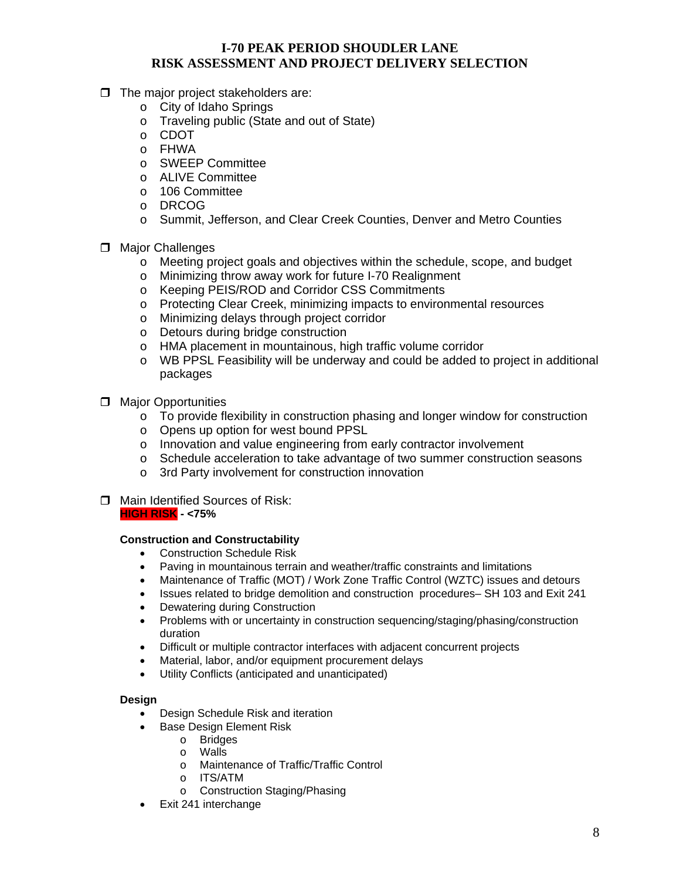# I-70 PEAK PERIOD SHOUDLER LANE
# RISK ASSESSMENT AND PROJECT DELIVERY SELECTION

- The major project stakeholders are:
  - City of Idaho Springs
  - Traveling public (State and out of State)
  - CDOT
  - FHWA
  - SWEEP Committee
  - ALIVE Committee
  - 106 Committee
  - DRCOG
  - Summit, Jefferson, and Clear Creek Counties, Denver and Metro Counties

- Major Challenges
  - Meeting project goals and objectives within the schedule, scope, and budget
  - Minimizing throw away work for future I-70 Realignment
  - Keeping PEIS/ROD and Corridor CSS Commitments
  - Protecting Clear Creek, minimizing impacts to environmental resources
  - Minimizing delays through project corridor
  - Detours during bridge construction
  - HMA placement in mountainous, high traffic volume corridor
  - WB PPSL Feasibility will be underway and could be added to project in additional packages

- Major Opportunities
  - To provide flexibility in construction phasing and longer window for construction
  - Opens up option for west bound PPSL
  - Innovation and value engineering from early contractor involvement
  - Schedule acceleration to take advantage of two summer construction seasons
  - 3rd Party involvement for construction innovation

- Main Identified Sources of Risk:

  **HIGH RISK - <75%**

  **Construction and Constructability**
  - Construction Schedule Risk
  - Paving in mountainous terrain and weather/traffic constraints and limitations
  - Maintenance of Traffic (MOT) / Work Zone Traffic Control (WZTC) issues and detours
  - Issues related to bridge demolition and construction procedures– SH 103 and Exit 241
  - Dewatering during Construction
  - Problems with or uncertainty in construction sequencing/staging/phasing/construction duration
  - Difficult or multiple contractor interfaces with adjacent concurrent projects
  - Material, labor, and/or equipment procurement delays
  - Utility Conflicts (anticipated and unanticipated)

  **Design**
  - Design Schedule Risk and iteration
  - Base Design Element Risk
    - Bridges
    - Walls
    - Maintenance of Traffic/Traffic Control
    - ITS/ATM
    - Construction Staging/Phasing
  - Exit 241 interchange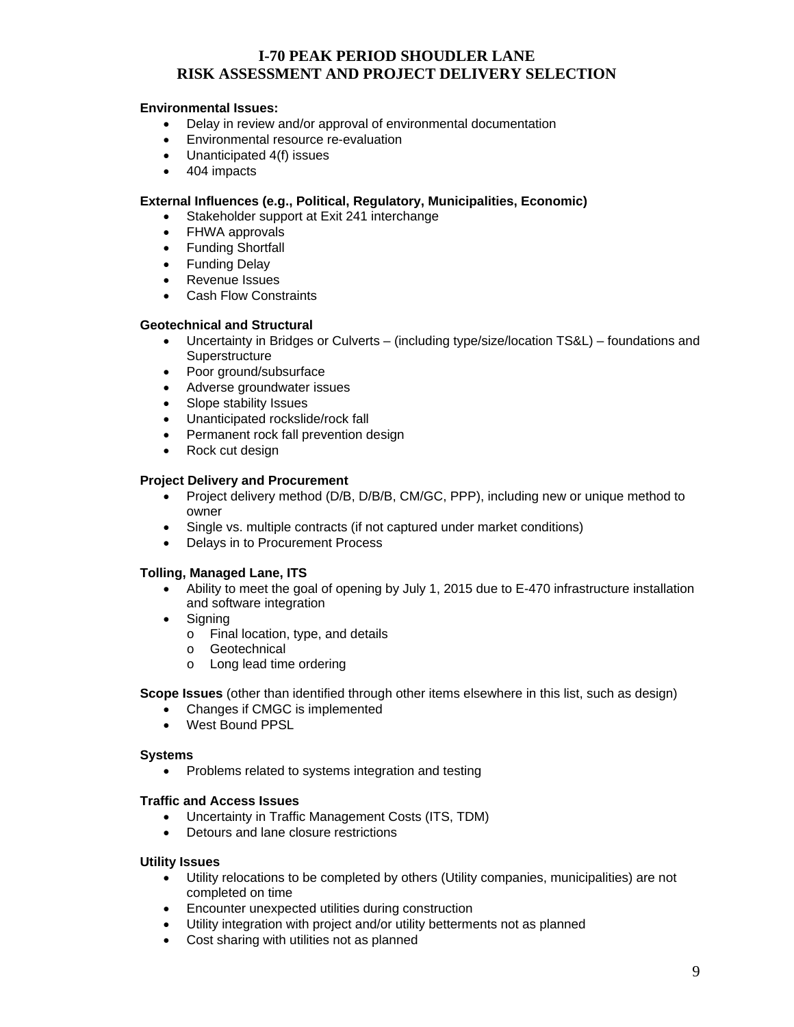**Environmental Issues:**

- Delay in review and/or approval of environmental documentation
- Environmental resource re-evaluation
- Unanticipated 4(f) issues
- 404 impacts

**External Influences (e.g., Political, Regulatory, Municipalities, Economic)**

- Stakeholder support at Exit 241 interchange
- FHWA approvals
- Funding Shortfall
- Funding Delay
- Revenue Issues
- Cash Flow Constraints

**Geotechnical and Structural**

- Uncertainty in Bridges or Culverts – (including type/size/location TS&L) – foundations and Superstructure
- Poor ground/subsurface
- Adverse groundwater issues
- Slope stability Issues
- Unanticipated rockslide/rock fall
- Permanent rock fall prevention design
- Rock cut design

**Project Delivery and Procurement**

- Project delivery method (D/B, D/B/B, CM/GC, PPP), including new or unique method to owner
- Single vs. multiple contracts (if not captured under market conditions)
- Delays in to Procurement Process

**Tolling, Managed Lane, ITS**

- Ability to meet the goal of opening by July 1, 2015 due to E-470 infrastructure installation and software integration
- Signing
  - Final location, type, and details
  - Geotechnical
  - Long lead time ordering

**Scope Issues** (other than identified through other items elsewhere in this list, such as design)

- Changes if CMGC is implemented
- West Bound PPSL

**Systems**

- Problems related to systems integration and testing

**Traffic and Access Issues**

- Uncertainty in Traffic Management Costs (ITS, TDM)
- Detours and lane closure restrictions

**Utility Issues**

- Utility relocations to be completed by others (Utility companies, municipalities) are not completed on time
- Encounter unexpected utilities during construction
- Utility integration with project and/or utility betterments not as planned
- Cost sharing with utilities not as planned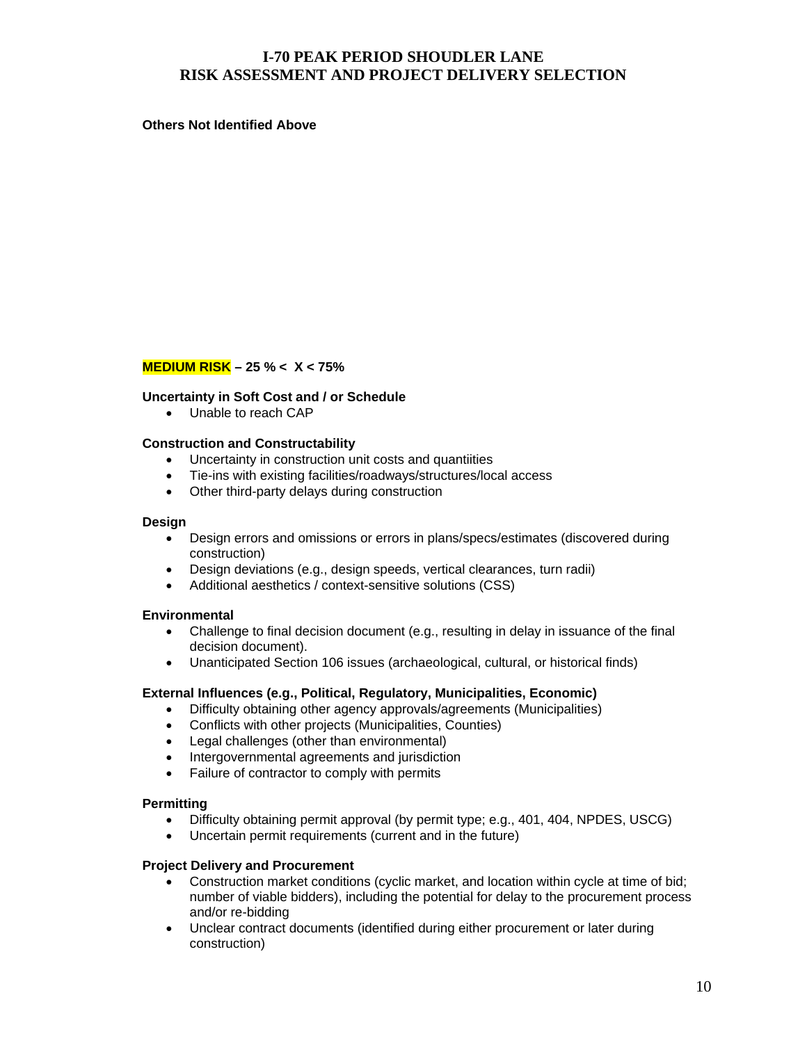**Others Not Identified Above**

**MEDIUM RISK – 25 % < X < 75%**

**Uncertainty in Soft Cost and / or Schedule**

- Unable to reach CAP

**Construction and Constructability**

- Uncertainty in construction unit costs and quantiities
- Tie-ins with existing facilities/roadways/structures/local access
- Other third-party delays during construction

**Design**

- Design errors and omissions or errors in plans/specs/estimates (discovered during construction)
- Design deviations (e.g., design speeds, vertical clearances, turn radii)
- Additional aesthetics / context-sensitive solutions (CSS)

**Environmental**

- Challenge to final decision document (e.g., resulting in delay in issuance of the final decision document).
- Unanticipated Section 106 issues (archaeological, cultural, or historical finds)

**External Influences (e.g., Political, Regulatory, Municipalities, Economic)**

- Difficulty obtaining other agency approvals/agreements (Municipalities)
- Conflicts with other projects (Municipalities, Counties)
- Legal challenges (other than environmental)
- Intergovernmental agreements and jurisdiction
- Failure of contractor to comply with permits

**Permitting**

- Difficulty obtaining permit approval (by permit type; e.g., 401, 404, NPDES, USCG)
- Uncertain permit requirements (current and in the future)

**Project Delivery and Procurement**

- Construction market conditions (cyclic market, and location within cycle at time of bid; number of viable bidders), including the potential for delay to the procurement process and/or re-bidding
- Unclear contract documents (identified during either procurement or later during construction)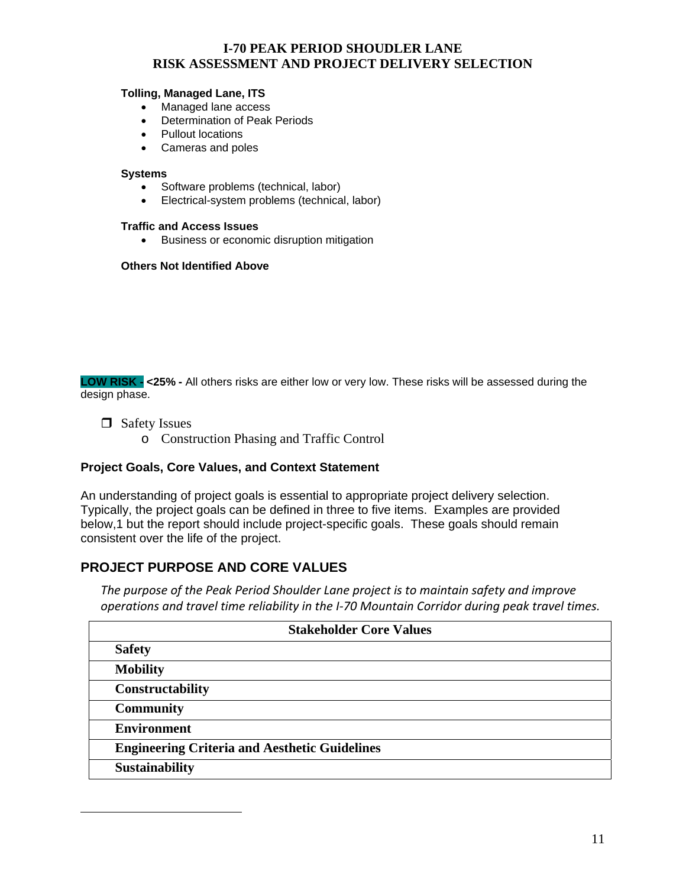**Tolling, Managed Lane, ITS**

- Managed lane access
- Determination of Peak Periods
- Pullout locations
- Cameras and poles

**Systems**

- Software problems (technical, labor)
- Electrical-system problems (technical, labor)

**Traffic and Access Issues**

- Business or economic disruption mitigation

**Others Not Identified Above**

**LOW RISK - <25% -** All others risks are either low or very low. These risks will be assessed during the design phase.

- ❒ Safety Issues
  - o Construction Phasing and Traffic Control

**Project Goals, Core Values, and Context Statement**

An understanding of project goals is essential to appropriate project delivery selection. Typically, the project goals can be defined in three to five items. Examples are provided below,1 but the report should include project-specific goals. These goals should remain consistent over the life of the project.

## PROJECT PURPOSE AND CORE VALUES

*The purpose of the Peak Period Shoulder Lane project is to maintain safety and improve operations and travel time reliability in the I-70 Mountain Corridor during peak travel times.*

| Stakeholder Core Values |
|---|
| **Safety** |
| **Mobility** |
| **Constructability** |
| **Community** |
| **Environment** |
| **Engineering Criteria and Aesthetic Guidelines** |
| **Sustainability** |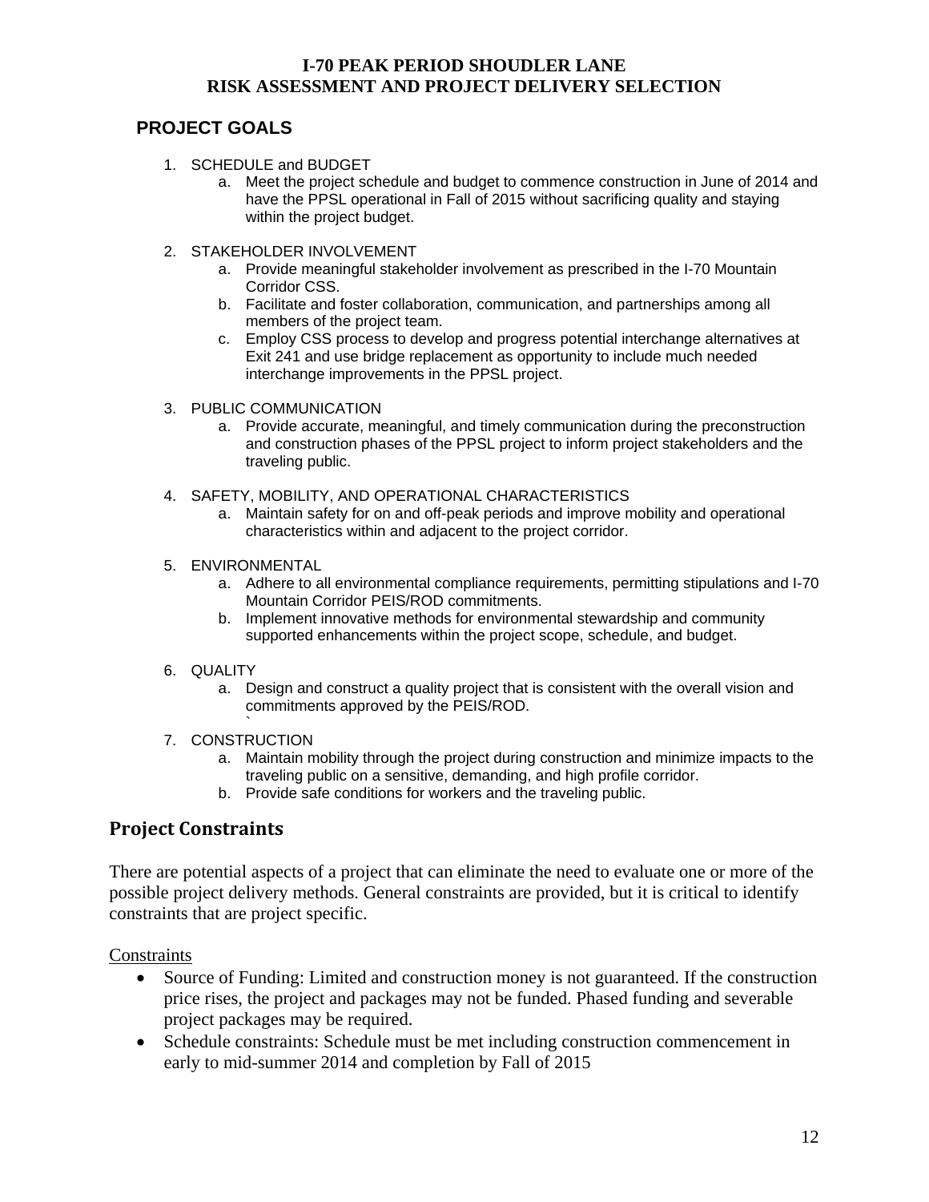# I-70 PEAK PERIOD SHOUDLER LANE
# RISK ASSESSMENT AND PROJECT DELIVERY SELECTION

## PROJECT GOALS

1. SCHEDULE and BUDGET
   a. Meet the project schedule and budget to commence construction in June of 2014 and have the PPSL operational in Fall of 2015 without sacrificing quality and staying within the project budget.

2. STAKEHOLDER INVOLVEMENT
   a. Provide meaningful stakeholder involvement as prescribed in the I-70 Mountain Corridor CSS.
   b. Facilitate and foster collaboration, communication, and partnerships among all members of the project team.
   c. Employ CSS process to develop and progress potential interchange alternatives at Exit 241 and use bridge replacement as opportunity to include much needed interchange improvements in the PPSL project.

3. PUBLIC COMMUNICATION
   a. Provide accurate, meaningful, and timely communication during the preconstruction and construction phases of the PPSL project to inform project stakeholders and the traveling public.

4. SAFETY, MOBILITY, AND OPERATIONAL CHARACTERISTICS
   a. Maintain safety for on and off-peak periods and improve mobility and operational characteristics within and adjacent to the project corridor.

5. ENVIRONMENTAL
   a. Adhere to all environmental compliance requirements, permitting stipulations and I-70 Mountain Corridor PEIS/ROD commitments.
   b. Implement innovative methods for environmental stewardship and community supported enhancements within the project scope, schedule, and budget.

6. QUALITY
   a. Design and construct a quality project that is consistent with the overall vision and commitments approved by the PEIS/ROD.

7. CONSTRUCTION
   a. Maintain mobility through the project during construction and minimize impacts to the traveling public on a sensitive, demanding, and high profile corridor.
   b. Provide safe conditions for workers and the traveling public.

## Project Constraints

There are potential aspects of a project that can eliminate the need to evaluate one or more of the possible project delivery methods. General constraints are provided, but it is critical to identify constraints that are project specific.

Constraints

- Source of Funding: Limited and construction money is not guaranteed. If the construction price rises, the project and packages may not be funded. Phased funding and severable project packages may be required.
- Schedule constraints: Schedule must be met including construction commencement in early to mid-summer 2014 and completion by Fall of 2015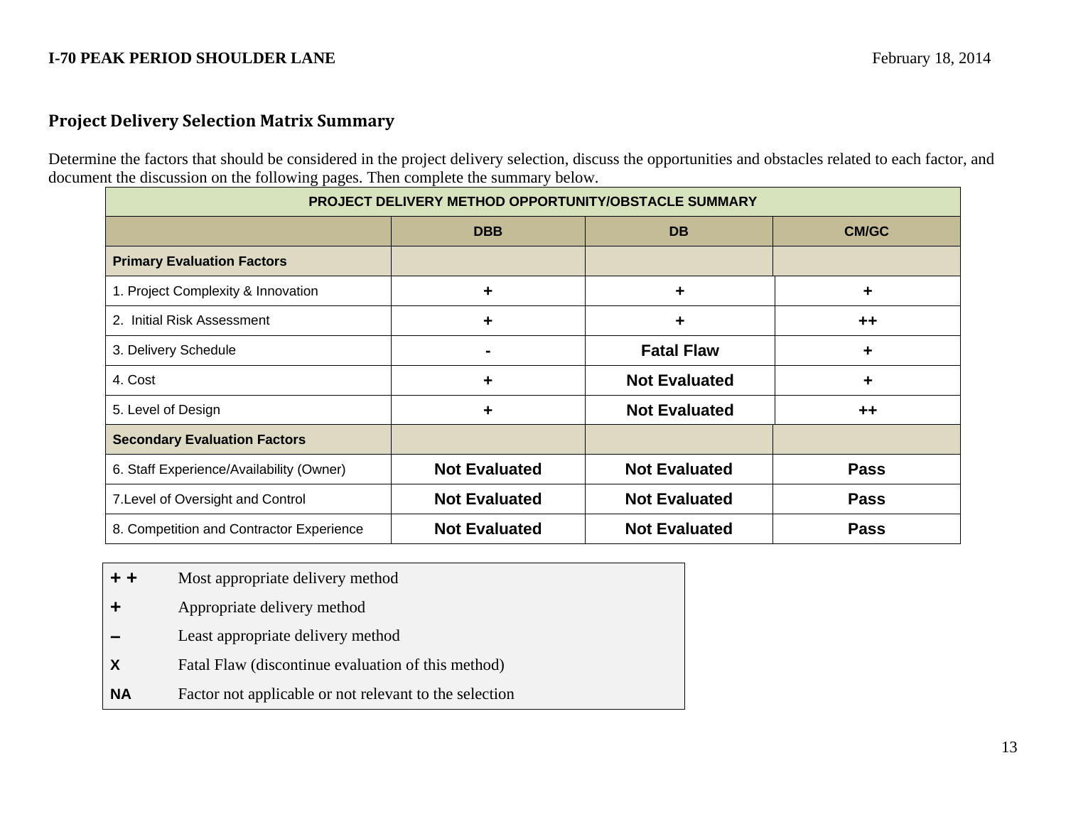## Project Delivery Selection Matrix Summary

Determine the factors that should be considered in the project delivery selection, discuss the opportunities and obstacles related to each factor, and document the discussion on the following pages. Then complete the summary below.

| PROJECT DELIVERY METHOD OPPORTUNITY/OBSTACLE SUMMARY | | | |
|---|---|---|---|
| | DBB | DB | CM/GC |
| **Primary Evaluation Factors** | | | |
| 1. Project Complexity & Innovation | + | + | + |
| 2. Initial Risk Assessment | + | + | ++ |
| 3. Delivery Schedule | - | Fatal Flaw | + |
| 4. Cost | + | Not Evaluated | + |
| 5. Level of Design | + | Not Evaluated | ++ |
| **Secondary Evaluation Factors** | | | |
| 6. Staff Experience/Availability (Owner) | Not Evaluated | Not Evaluated | Pass |
| 7.Level of Oversight and Control | Not Evaluated | Not Evaluated | Pass |
| 8. Competition and Contractor Experience | Not Evaluated | Not Evaluated | Pass |

| | |
|---|---|
| **+ +** | Most appropriate delivery method |
| **+** | Appropriate delivery method |
| **–** | Least appropriate delivery method |
| **X** | Fatal Flaw (discontinue evaluation of this method) |
| **NA** | Factor not applicable or not relevant to the selection |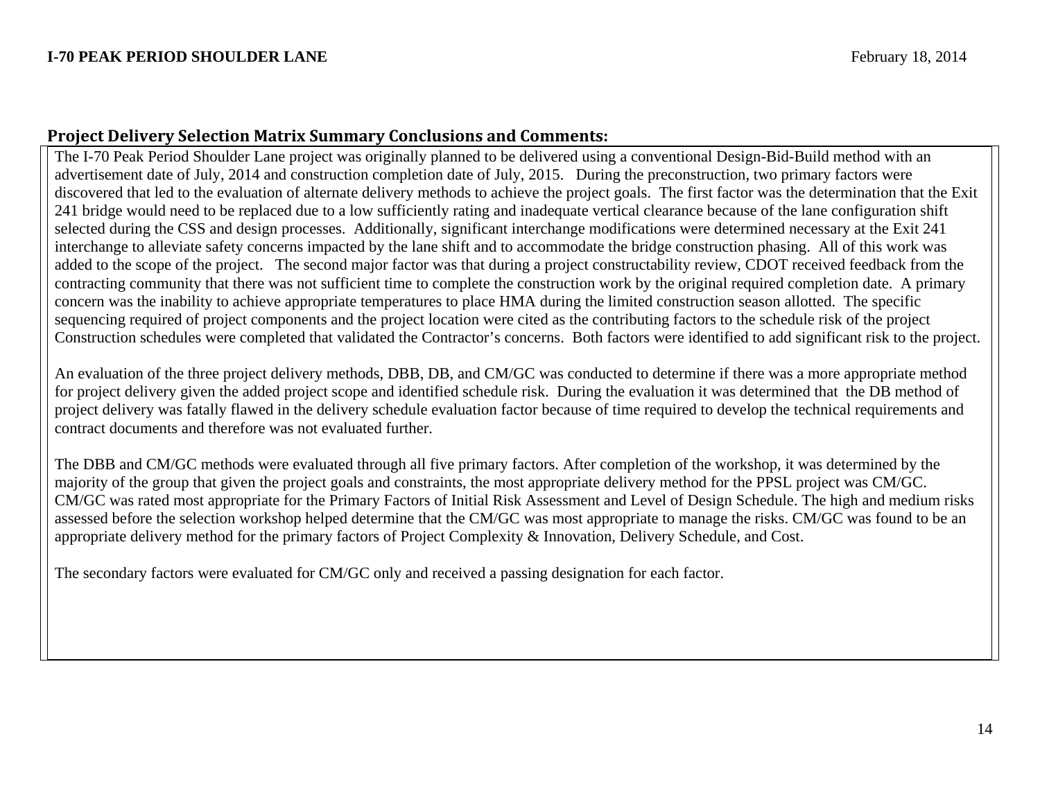## Project Delivery Selection Matrix Summary Conclusions and Comments:

The I-70 Peak Period Shoulder Lane project was originally planned to be delivered using a conventional Design-Bid-Build method with an advertisement date of July, 2014 and construction completion date of July, 2015. During the preconstruction, two primary factors were discovered that led to the evaluation of alternate delivery methods to achieve the project goals. The first factor was the determination that the Exit 241 bridge would need to be replaced due to a low sufficiently rating and inadequate vertical clearance because of the lane configuration shift selected during the CSS and design processes. Additionally, significant interchange modifications were determined necessary at the Exit 241 interchange to alleviate safety concerns impacted by the lane shift and to accommodate the bridge construction phasing. All of this work was added to the scope of the project. The second major factor was that during a project constructability review, CDOT received feedback from the contracting community that there was not sufficient time to complete the construction work by the original required completion date. A primary concern was the inability to achieve appropriate temperatures to place HMA during the limited construction season allotted. The specific sequencing required of project components and the project location were cited as the contributing factors to the schedule risk of the project Construction schedules were completed that validated the Contractor's concerns. Both factors were identified to add significant risk to the project.

An evaluation of the three project delivery methods, DBB, DB, and CM/GC was conducted to determine if there was a more appropriate method for project delivery given the added project scope and identified schedule risk. During the evaluation it was determined that the DB method of project delivery was fatally flawed in the delivery schedule evaluation factor because of time required to develop the technical requirements and contract documents and therefore was not evaluated further.

The DBB and CM/GC methods were evaluated through all five primary factors. After completion of the workshop, it was determined by the majority of the group that given the project goals and constraints, the most appropriate delivery method for the PPSL project was CM/GC. CM/GC was rated most appropriate for the Primary Factors of Initial Risk Assessment and Level of Design Schedule. The high and medium risks assessed before the selection workshop helped determine that the CM/GC was most appropriate to manage the risks. CM/GC was found to be an appropriate delivery method for the primary factors of Project Complexity & Innovation, Delivery Schedule, and Cost.

The secondary factors were evaluated for CM/GC only and received a passing designation for each factor.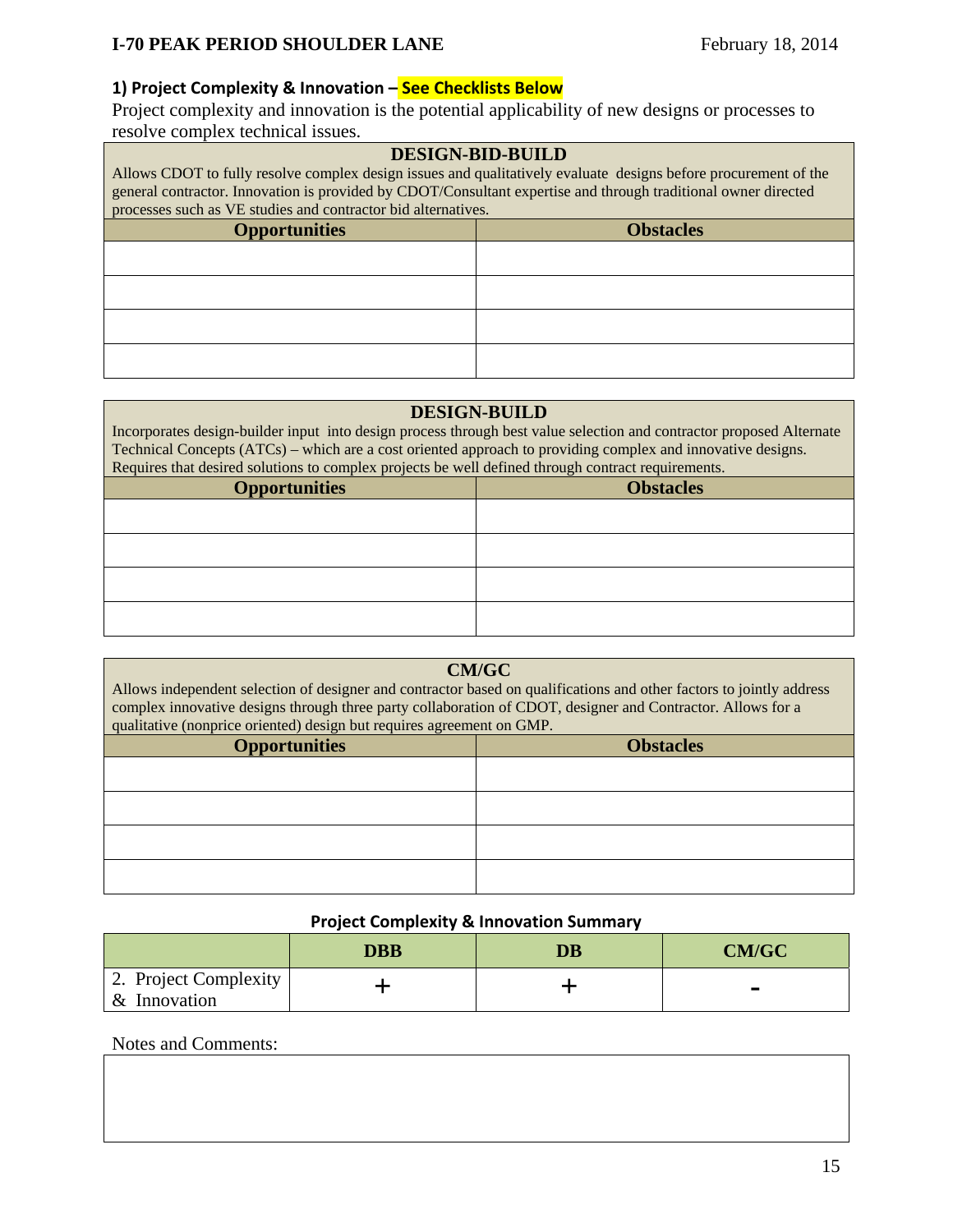## 1) Project Complexity & Innovation – See Checklists Below

Project complexity and innovation is the potential applicability of new designs or processes to resolve complex technical issues.

| DESIGN-BID-BUILD<br>Allows CDOT to fully resolve complex design issues and qualitatively evaluate designs before procurement of the general contractor. Innovation is provided by CDOT/Consultant expertise and through traditional owner directed processes such as VE studies and contractor bid alternatives. | |
|---|---|
| **Opportunities** | **Obstacles** |
| | |
| | |
| | |
| | |

| DESIGN-BUILD<br>Incorporates design-builder input into design process through best value selection and contractor proposed Alternate Technical Concepts (ATCs) – which are a cost oriented approach to providing complex and innovative designs. Requires that desired solutions to complex projects be well defined through contract requirements. | |
|---|---|
| **Opportunities** | **Obstacles** |
| | |
| | |
| | |
| | |

| CM/GC<br>Allows independent selection of designer and contractor based on qualifications and other factors to jointly address complex innovative designs through three party collaboration of CDOT, designer and Contractor. Allows for a qualitative (nonprice oriented) design but requires agreement on GMP. | |
|---|---|
| **Opportunities** | **Obstacles** |
| | |
| | |
| | |
| | |

**Project Complexity & Innovation Summary**

| | DBB | DB | CM/GC |
|---|---|---|---|
| 2. Project Complexity & Innovation | + | + | - |

Notes and Comments: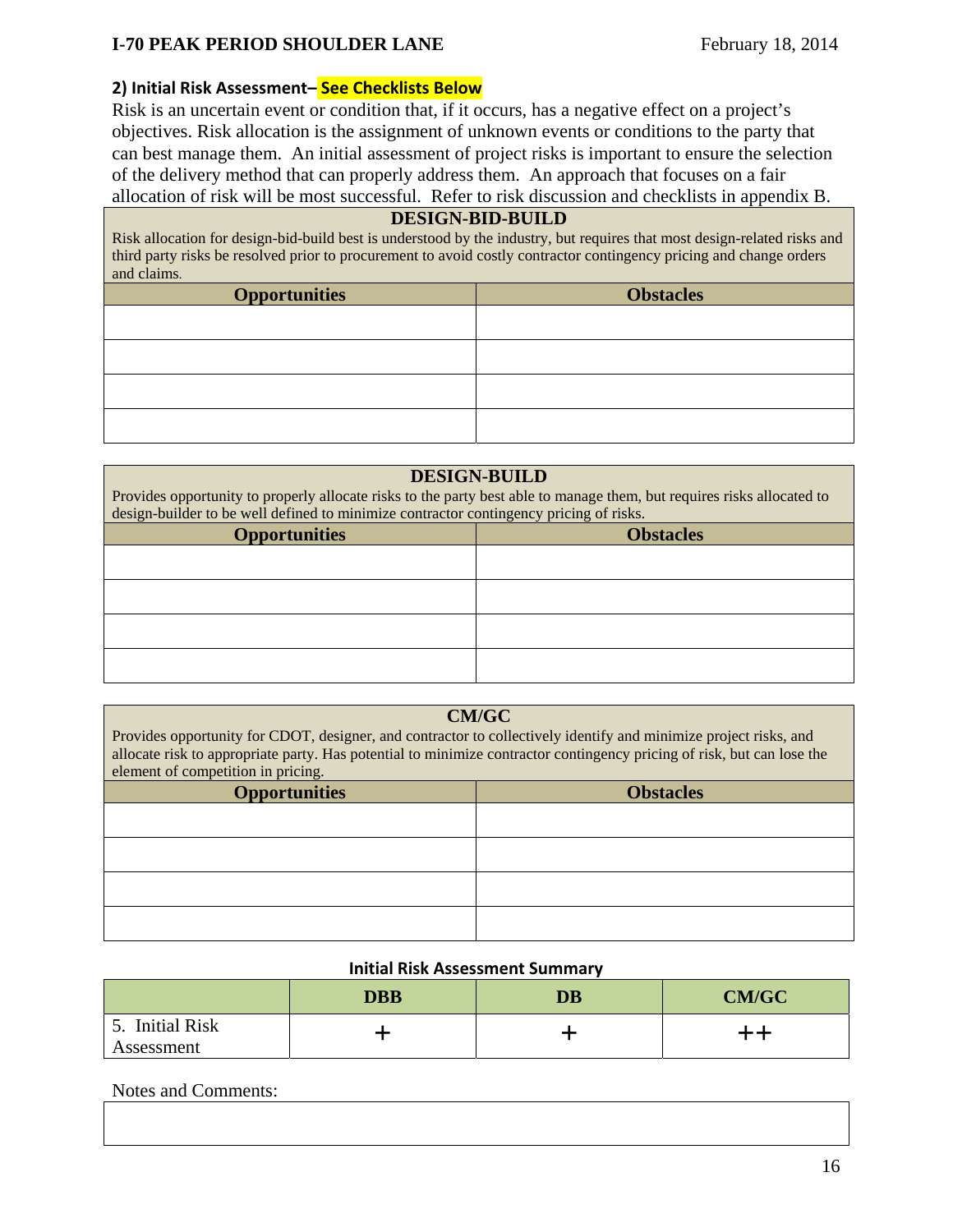## 2) Initial Risk Assessment– See Checklists Below

Risk is an uncertain event or condition that, if it occurs, has a negative effect on a project's objectives. Risk allocation is the assignment of unknown events or conditions to the party that can best manage them. An initial assessment of project risks is important to ensure the selection of the delivery method that can properly address them. An approach that focuses on a fair allocation of risk will be most successful. Refer to risk discussion and checklists in appendix B.

**DESIGN-BID-BUILD**

Risk allocation for design-bid-build best is understood by the industry, but requires that most design-related risks and third party risks be resolved prior to procurement to avoid costly contractor contingency pricing and change orders and claims.

| Opportunities | Obstacles |
|---|---|
| | |
| | |
| | |
| | |

**DESIGN-BUILD**

Provides opportunity to properly allocate risks to the party best able to manage them, but requires risks allocated to design-builder to be well defined to minimize contractor contingency pricing of risks.

| Opportunities | Obstacles |
|---|---|
| | |
| | |
| | |
| | |

**CM/GC**

Provides opportunity for CDOT, designer, and contractor to collectively identify and minimize project risks, and allocate risk to appropriate party. Has potential to minimize contractor contingency pricing of risk, but can lose the element of competition in pricing.

| Opportunities | Obstacles |
|---|---|
| | |
| | |
| | |
| | |

**Initial Risk Assessment Summary**

| | DBB | DB | CM/GC |
|---|---|---|---|
| 5. Initial Risk Assessment | + | + | ++ |

Notes and Comments: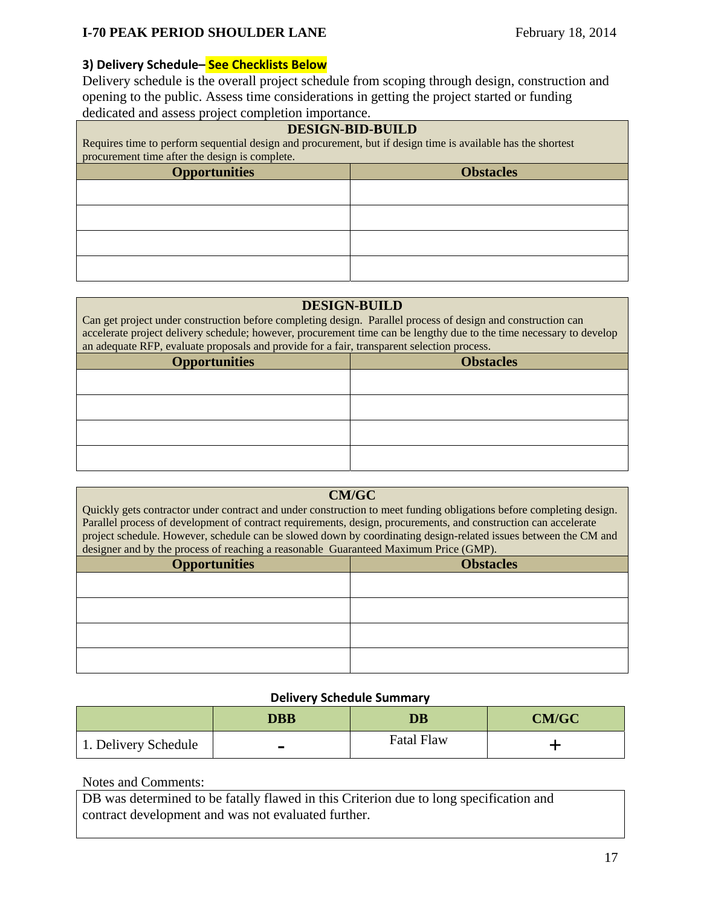### 3) Delivery Schedule– See Checklists Below

Delivery schedule is the overall project schedule from scoping through design, construction and opening to the public. Assess time considerations in getting the project started or funding dedicated and assess project completion importance.

| **DESIGN-BID-BUILD**<br>Requires time to perform sequential design and procurement, but if design time is available has the shortest procurement time after the design is complete. | |
|---|---|
| **Opportunities** | **Obstacles** |
| | |
| | |
| | |
| | |

| **DESIGN-BUILD**<br>Can get project under construction before completing design. Parallel process of design and construction can accelerate project delivery schedule; however, procurement time can be lengthy due to the time necessary to develop an adequate RFP, evaluate proposals and provide for a fair, transparent selection process. | |
|---|---|
| **Opportunities** | **Obstacles** |
| | |
| | |
| | |
| | |

| **CM/GC**<br>Quickly gets contractor under contract and under construction to meet funding obligations before completing design. Parallel process of development of contract requirements, design, procurements, and construction can accelerate project schedule. However, schedule can be slowed down by coordinating design-related issues between the CM and designer and by the process of reaching a reasonable Guaranteed Maximum Price (GMP). | |
|---|---|
| **Opportunities** | **Obstacles** |
| | |
| | |
| | |
| | |

**Delivery Schedule Summary**

| | **DBB** | **DB** | **CM/GC** |
|---|---|---|---|
| 1. Delivery Schedule | - | Fatal Flaw | + |

Notes and Comments:

DB was determined to be fatally flawed in this Criterion due to long specification and contract development and was not evaluated further.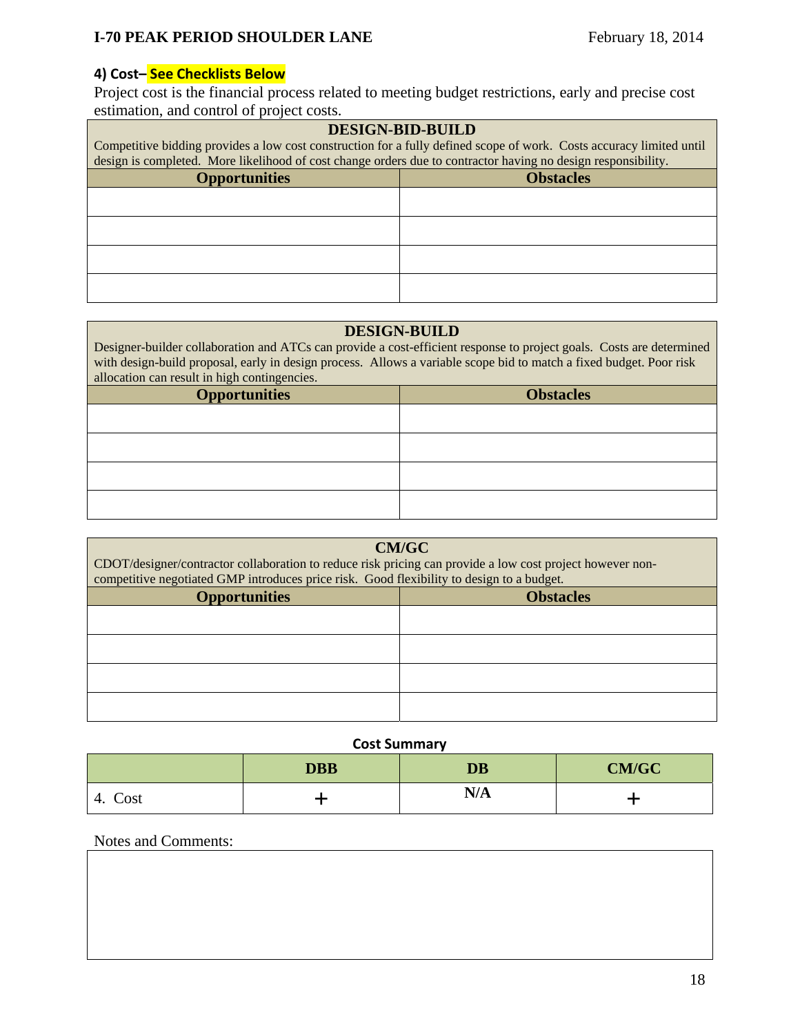### 4) Cost– See Checklists Below

Project cost is the financial process related to meeting budget restrictions, early and precise cost estimation, and control of project costs.

| DESIGN-BID-BUILD<br>Competitive bidding provides a low cost construction for a fully defined scope of work. Costs accuracy limited until design is completed. More likelihood of cost change orders due to contractor having no design responsibility. | |
|---|---|
| **Opportunities** | **Obstacles** |
| | |
| | |
| | |
| | |

| DESIGN-BUILD<br>Designer-builder collaboration and ATCs can provide a cost-efficient response to project goals. Costs are determined with design-build proposal, early in design process. Allows a variable scope bid to match a fixed budget. Poor risk allocation can result in high contingencies. | |
|---|---|
| **Opportunities** | **Obstacles** |
| | |
| | |
| | |
| | |

| CM/GC<br>CDOT/designer/contractor collaboration to reduce risk pricing can provide a low cost project however non-competitive negotiated GMP introduces price risk. Good flexibility to design to a budget. | |
|---|---|
| **Opportunities** | **Obstacles** |
| | |
| | |
| | |
| | |

**Cost Summary**

| | DBB | DB | CM/GC |
|---|---|---|---|
| 4. Cost | + | N/A | + |

Notes and Comments: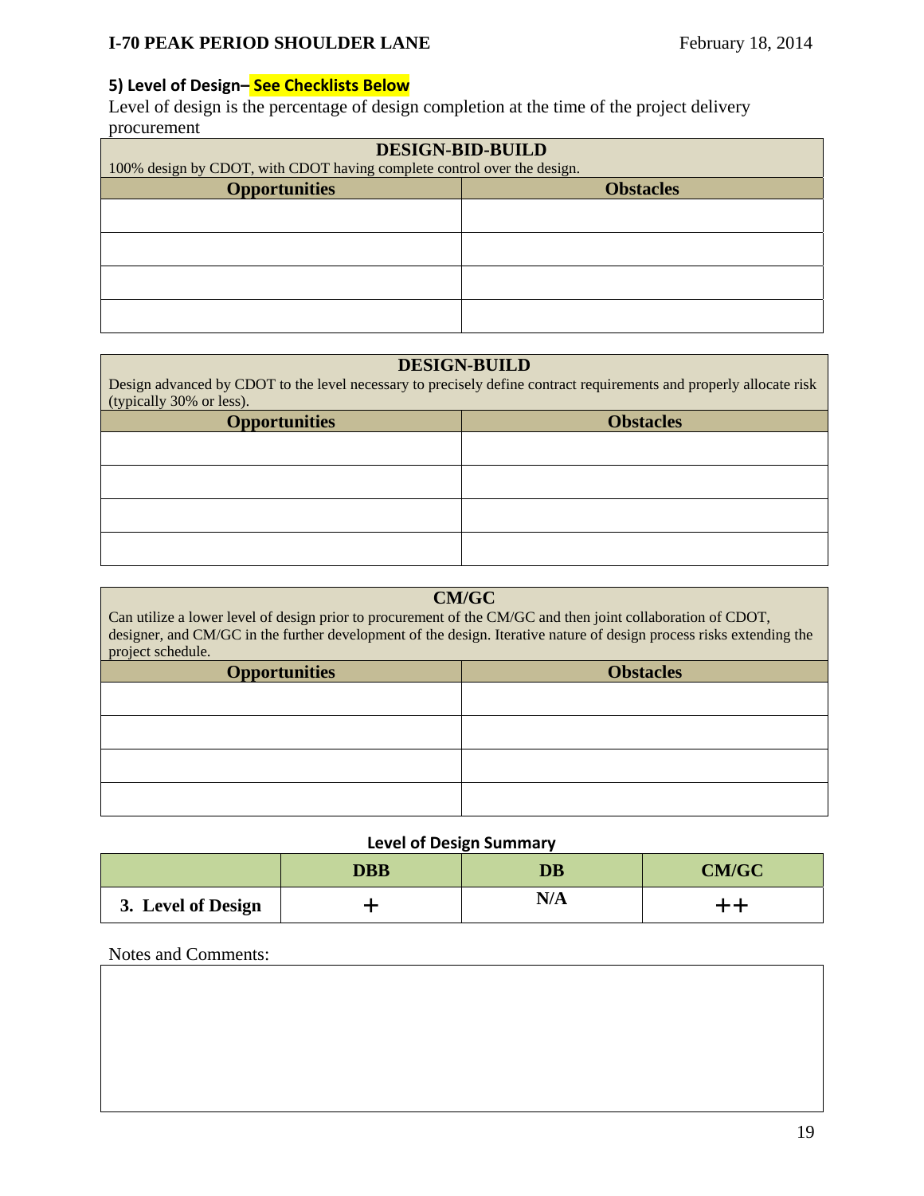### 5) Level of Design– See Checklists Below

Level of design is the percentage of design completion at the time of the project delivery procurement

| DESIGN-BID-BUILD<br>100% design by CDOT, with CDOT having complete control over the design. | |
|---|---|
| **Opportunities** | **Obstacles** |
| | |
| | |
| | |
| | |

| DESIGN-BUILD<br>Design advanced by CDOT to the level necessary to precisely define contract requirements and properly allocate risk (typically 30% or less). | |
|---|---|
| **Opportunities** | **Obstacles** |
| | |
| | |
| | |
| | |

| CM/GC<br>Can utilize a lower level of design prior to procurement of the CM/GC and then joint collaboration of CDOT, designer, and CM/GC in the further development of the design. Iterative nature of design process risks extending the project schedule. | |
|---|---|
| **Opportunities** | **Obstacles** |
| | |
| | |
| | |
| | |

**Level of Design Summary**

| | DBB | DB | CM/GC |
|---|---|---|---|
| **3. Level of Design** | + | N/A | ++ |

Notes and Comments: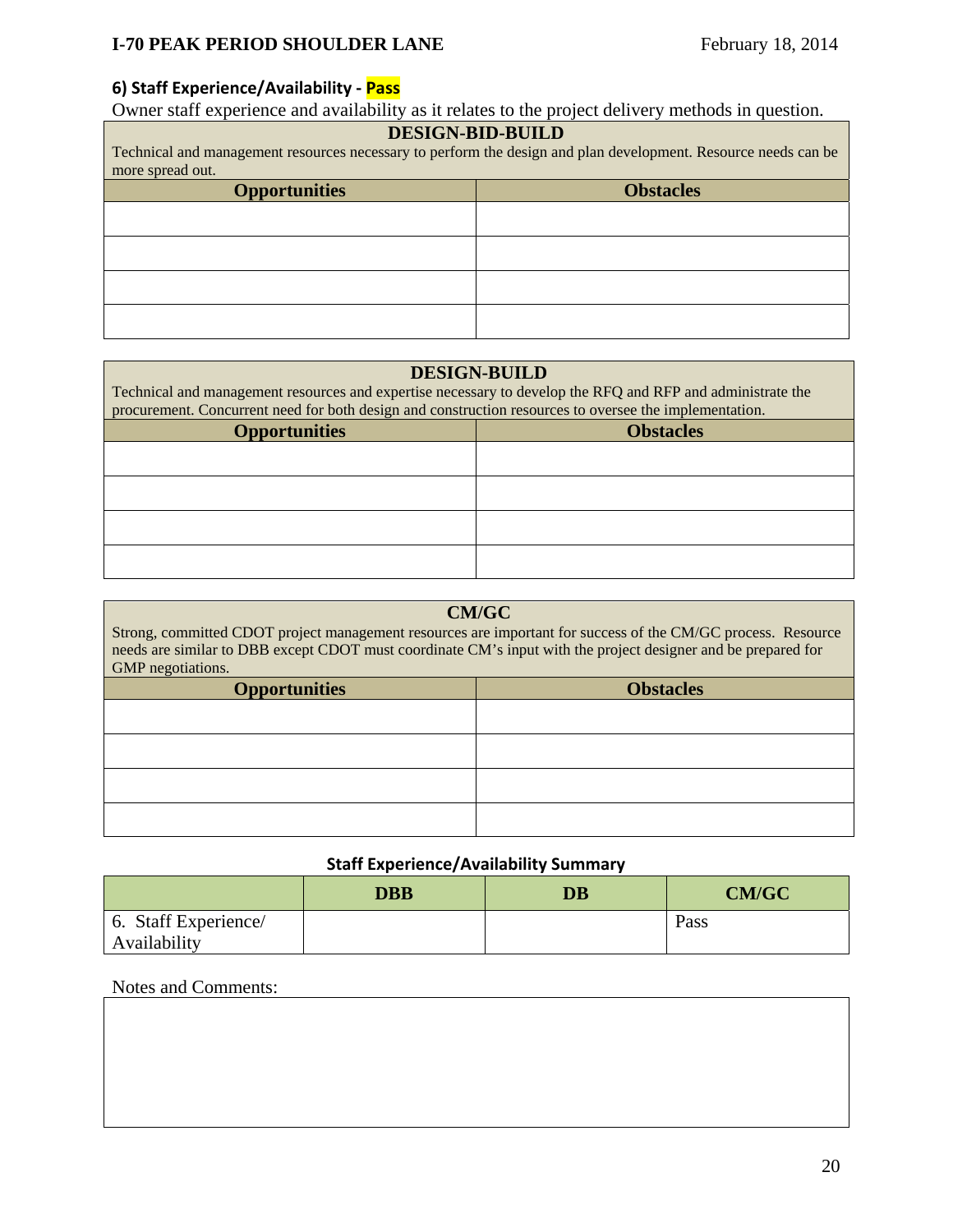### 6) Staff Experience/Availability - Pass

Owner staff experience and availability as it relates to the project delivery methods in question.

| **DESIGN-BID-BUILD**<br>Technical and management resources necessary to perform the design and plan development. Resource needs can be more spread out. | |
|---|---|
| **Opportunities** | **Obstacles** |
| | |
| | |
| | |
| | |

| **DESIGN-BUILD**<br>Technical and management resources and expertise necessary to develop the RFQ and RFP and administrate the procurement. Concurrent need for both design and construction resources to oversee the implementation. | |
|---|---|
| **Opportunities** | **Obstacles** |
| | |
| | |
| | |
| | |

| **CM/GC**<br>Strong, committed CDOT project management resources are important for success of the CM/GC process. Resource needs are similar to DBB except CDOT must coordinate CM's input with the project designer and be prepared for GMP negotiations. | |
|---|---|
| **Opportunities** | **Obstacles** |
| | |
| | |
| | |
| | |

**Staff Experience/Availability Summary**

| | **DBB** | **DB** | **CM/GC** |
|---|---|---|---|
| 6. Staff Experience/ Availability | | | Pass |

Notes and Comments:

| |
|---|
| |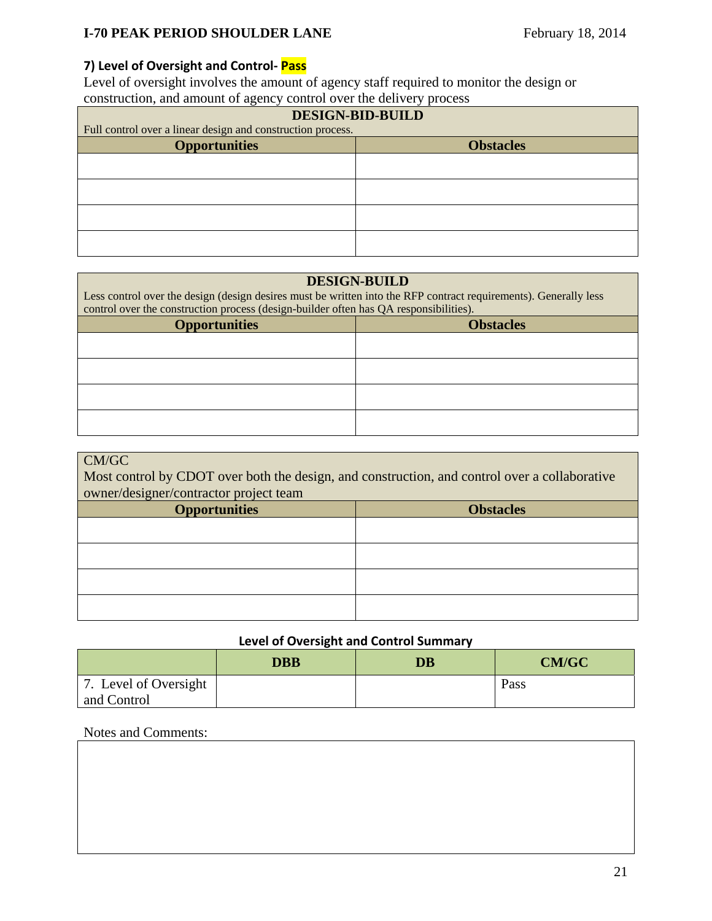### 7) Level of Oversight and Control- Pass

Level of oversight involves the amount of agency staff required to monitor the design or construction, and amount of agency control over the delivery process

| DESIGN-BID-BUILD<br>Full control over a linear design and construction process. | |
|---|---|
| **Opportunities** | **Obstacles** |
| | |
| | |
| | |
| | |

| DESIGN-BUILD<br>Less control over the design (design desires must be written into the RFP contract requirements). Generally less control over the construction process (design-builder often has QA responsibilities). | |
|---|---|
| **Opportunities** | **Obstacles** |
| | |
| | |
| | |
| | |

| CM/GC<br>Most control by CDOT over both the design, and construction, and control over a collaborative owner/designer/contractor project team | |
|---|---|
| **Opportunities** | **Obstacles** |
| | |
| | |
| | |
| | |

**Level of Oversight and Control Summary**

| | DBB | DB | CM/GC |
|---|---|---|---|
| 7. Level of Oversight and Control | | | Pass |

Notes and Comments:

| |
|---|
| |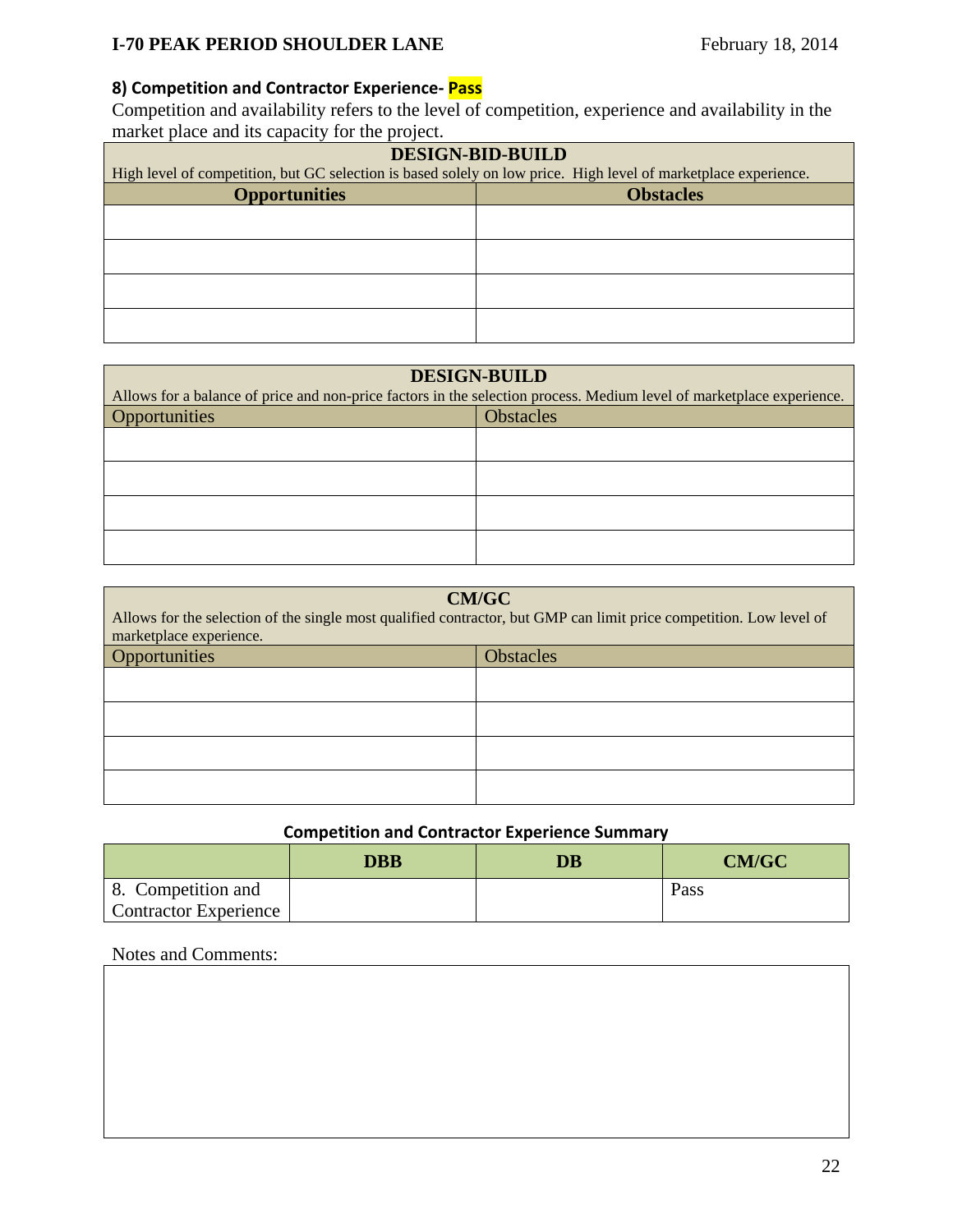### 8) Competition and Contractor Experience- Pass

Competition and availability refers to the level of competition, experience and availability in the market place and its capacity for the project.

| DESIGN-BID-BUILD<br>High level of competition, but GC selection is based solely on low price. High level of marketplace experience. | |
|---|---|
| **Opportunities** | **Obstacles** |
| | |
| | |
| | |
| | |

| DESIGN-BUILD<br>Allows for a balance of price and non-price factors in the selection process. Medium level of marketplace experience. | |
|---|---|
| Opportunities | Obstacles |
| | |
| | |
| | |
| | |

| CM/GC<br>Allows for the selection of the single most qualified contractor, but GMP can limit price competition. Low level of marketplace experience. | |
|---|---|
| Opportunities | Obstacles |
| | |
| | |
| | |
| | |

**Competition and Contractor Experience Summary**

| | DBB | DB | CM/GC |
|---|---|---|---|
| 8. Competition and Contractor Experience | | | Pass |

Notes and Comments: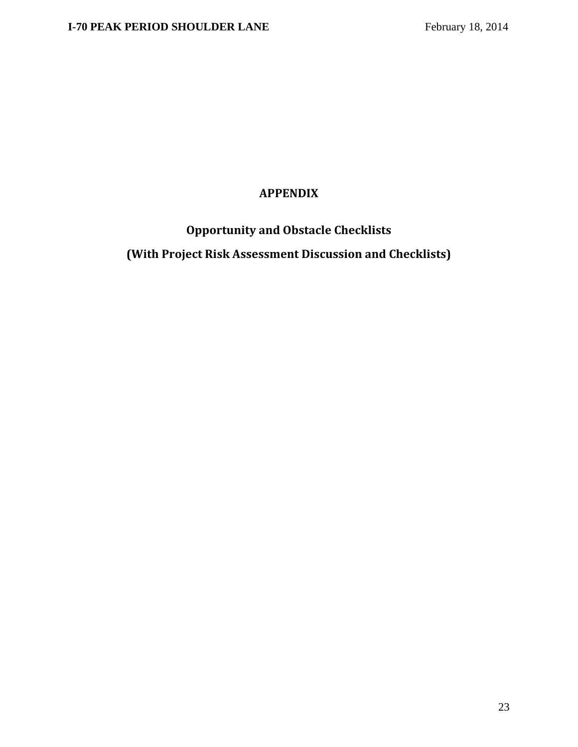# APPENDIX

## Opportunity and Obstacle Checklists

## (With Project Risk Assessment Discussion and Checklists)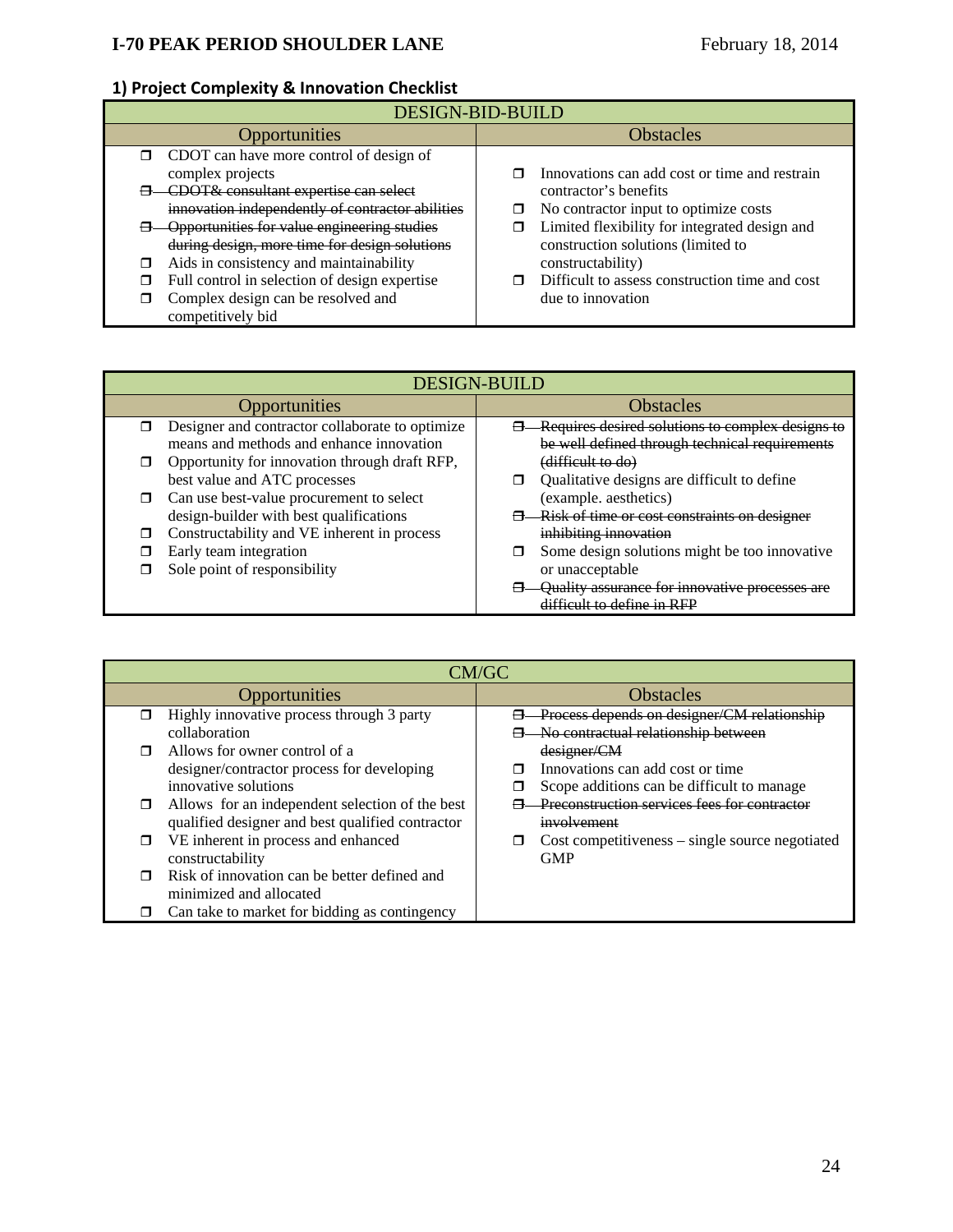## 1) Project Complexity & Innovation Checklist

<table>
<tr><th colspan="2">DESIGN-BID-BUILD</th></tr>
<tr><th>Opportunities</th><th>Obstacles</th></tr>
<tr><td>❒ CDOT can have more control of design of complex projects<br>❒ ~~CDOT& consultant expertise can select innovation independently of contractor abilities~~<br>❒ ~~Opportunities for value engineering studies during design, more time for design solutions~~<br>❒ Aids in consistency and maintainability<br>❒ Full control in selection of design expertise<br>❒ Complex design can be resolved and competitively bid</td><td>❒ Innovations can add cost or time and restrain contractor's benefits<br>❒ No contractor input to optimize costs<br>❒ Limited flexibility for integrated design and construction solutions (limited to constructability)<br>❒ Difficult to assess construction time and cost due to innovation</td></tr>
</table>

<table>
<tr><th colspan="2">DESIGN-BUILD</th></tr>
<tr><th>Opportunities</th><th>Obstacles</th></tr>
<tr><td>❒ Designer and contractor collaborate to optimize means and methods and enhance innovation<br>❒ Opportunity for innovation through draft RFP, best value and ATC processes<br>❒ Can use best-value procurement to select design-builder with best qualifications<br>❒ Constructability and VE inherent in process<br>❒ Early team integration<br>❒ Sole point of responsibility</td><td>❒ ~~Requires desired solutions to complex designs to be well defined through technical requirements (difficult to do)~~<br>❒ Qualitative designs are difficult to define (example. aesthetics)<br>❒ ~~Risk of time or cost constraints on designer inhibiting innovation~~<br>❒ Some design solutions might be too innovative or unacceptable<br>❒ ~~Quality assurance for innovative processes are difficult to define in RFP~~</td></tr>
</table>

<table>
<tr><th colspan="2">CM/GC</th></tr>
<tr><th>Opportunities</th><th>Obstacles</th></tr>
<tr><td>❒ Highly innovative process through 3 party collaboration<br>❒ Allows for owner control of a designer/contractor process for developing innovative solutions<br>❒ Allows for an independent selection of the best qualified designer and best qualified contractor<br>❒ VE inherent in process and enhanced constructability<br>❒ Risk of innovation can be better defined and minimized and allocated<br>❒ Can take to market for bidding as contingency</td><td>❒ ~~Process depends on designer/CM relationship~~<br>❒ ~~No contractual relationship between designer/CM~~<br>❒ Innovations can add cost or time<br>❒ Scope additions can be difficult to manage<br>❒ ~~Preconstruction services fees for contractor involvement~~<br>❒ Cost competitiveness – single source negotiated GMP</td></tr>
</table>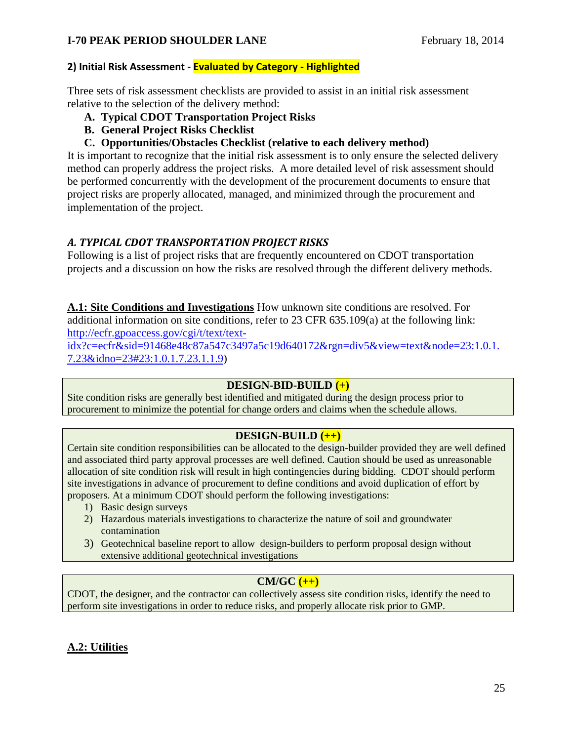## 2) Initial Risk Assessment - Evaluated by Category - Highlighted

Three sets of risk assessment checklists are provided to assist in an initial risk assessment relative to the selection of the delivery method:

- **A. Typical CDOT Transportation Project Risks**
- **B. General Project Risks Checklist**
- **C. Opportunities/Obstacles Checklist (relative to each delivery method)**

It is important to recognize that the initial risk assessment is to only ensure the selected delivery method can properly address the project risks. A more detailed level of risk assessment should be performed concurrently with the development of the procurement documents to ensure that project risks are properly allocated, managed, and minimized through the procurement and implementation of the project.

### *A. TYPICAL CDOT TRANSPORTATION PROJECT RISKS*

Following is a list of project risks that are frequently encountered on CDOT transportation projects and a discussion on how the risks are resolved through the different delivery methods.

**A.1: Site Conditions and Investigations** How unknown site conditions are resolved. For additional information on site conditions, refer to 23 CFR 635.109(a) at the following link: [http://ecfr.gpoaccess.gov/cgi/t/text/text-idx?c=ecfr&sid=91468e48c87a547c3497a5c19d640172&rgn=div5&view=text&node=23:1.0.1.7.23&idno=23#23:1.0.1.7.23.1.1.9](http://ecfr.gpoaccess.gov/cgi/t/text/text-idx?c=ecfr&sid=91468e48c87a547c3497a5c19d640172&rgn=div5&view=text&node=23:1.0.1.7.23&idno=23#23:1.0.1.7.23.1.1.9))

**DESIGN-BID-BUILD (+)**

Site condition risks are generally best identified and mitigated during the design process prior to procurement to minimize the potential for change orders and claims when the schedule allows.

**DESIGN-BUILD (++)**

Certain site condition responsibilities can be allocated to the design-builder provided they are well defined and associated third party approval processes are well defined. Caution should be used as unreasonable allocation of site condition risk will result in high contingencies during bidding. CDOT should perform site investigations in advance of procurement to define conditions and avoid duplication of effort by proposers. At a minimum CDOT should perform the following investigations:

1) Basic design surveys
2) Hazardous materials investigations to characterize the nature of soil and groundwater contamination
3) Geotechnical baseline report to allow design-builders to perform proposal design without extensive additional geotechnical investigations

**CM/GC (++)**

CDOT, the designer, and the contractor can collectively assess site condition risks, identify the need to perform site investigations in order to reduce risks, and properly allocate risk prior to GMP.

**A.2: Utilities**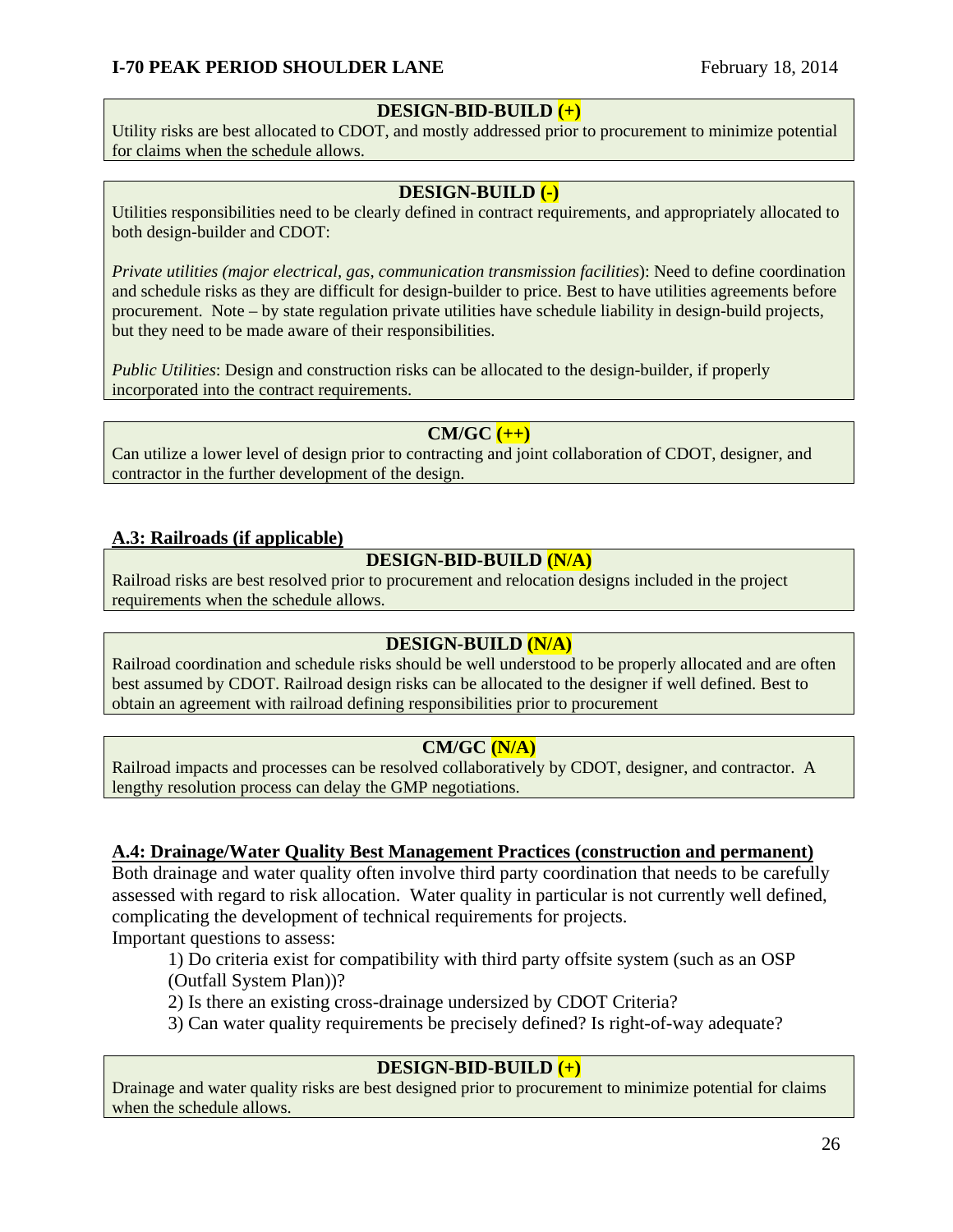**DESIGN-BID-BUILD (+)**

Utility risks are best allocated to CDOT, and mostly addressed prior to procurement to minimize potential for claims when the schedule allows.

**DESIGN-BUILD (-)**

Utilities responsibilities need to be clearly defined in contract requirements, and appropriately allocated to both design-builder and CDOT:

*Private utilities (major electrical, gas, communication transmission facilities)*: Need to define coordination and schedule risks as they are difficult for design-builder to price. Best to have utilities agreements before procurement. Note – by state regulation private utilities have schedule liability in design-build projects, but they need to be made aware of their responsibilities.

*Public Utilities*: Design and construction risks can be allocated to the design-builder, if properly incorporated into the contract requirements.

**CM/GC (++)**

Can utilize a lower level of design prior to contracting and joint collaboration of CDOT, designer, and contractor in the further development of the design.

## A.3: Railroads (if applicable)

**DESIGN-BID-BUILD (N/A)**

Railroad risks are best resolved prior to procurement and relocation designs included in the project requirements when the schedule allows.

**DESIGN-BUILD (N/A)**

Railroad coordination and schedule risks should be well understood to be properly allocated and are often best assumed by CDOT. Railroad design risks can be allocated to the designer if well defined. Best to obtain an agreement with railroad defining responsibilities prior to procurement

**CM/GC (N/A)**

Railroad impacts and processes can be resolved collaboratively by CDOT, designer, and contractor. A lengthy resolution process can delay the GMP negotiations.

## A.4: Drainage/Water Quality Best Management Practices (construction and permanent)

Both drainage and water quality often involve third party coordination that needs to be carefully assessed with regard to risk allocation. Water quality in particular is not currently well defined, complicating the development of technical requirements for projects.

Important questions to assess:

1) Do criteria exist for compatibility with third party offsite system (such as an OSP (Outfall System Plan))?
2) Is there an existing cross-drainage undersized by CDOT Criteria?
3) Can water quality requirements be precisely defined? Is right-of-way adequate?

**DESIGN-BID-BUILD (+)**

Drainage and water quality risks are best designed prior to procurement to minimize potential for claims when the schedule allows.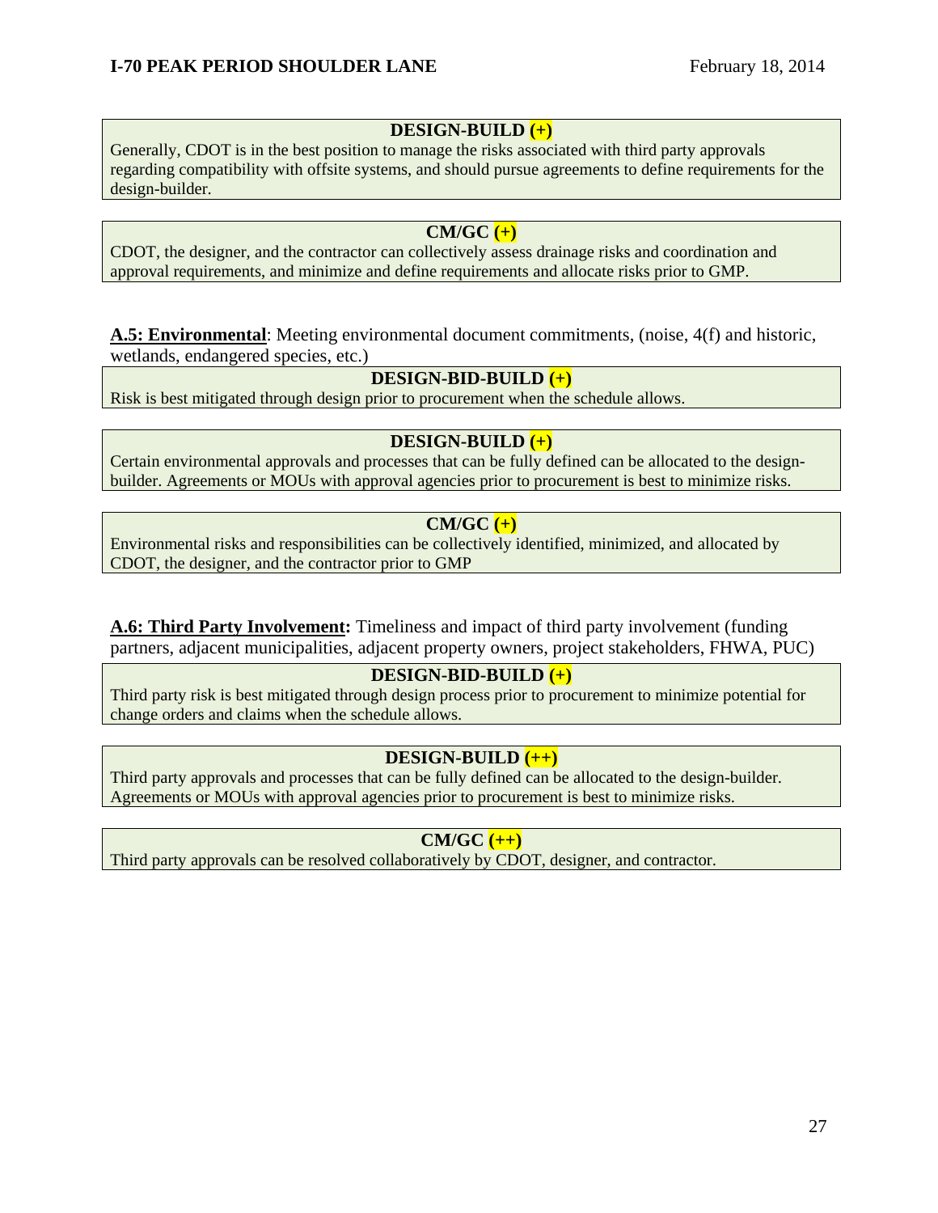**DESIGN-BUILD (+)**

Generally, CDOT is in the best position to manage the risks associated with third party approvals regarding compatibility with offsite systems, and should pursue agreements to define requirements for the design-builder.

**CM/GC (+)**

CDOT, the designer, and the contractor can collectively assess drainage risks and coordination and approval requirements, and minimize and define requirements and allocate risks prior to GMP.

**A.5: Environmental**: Meeting environmental document commitments, (noise, 4(f) and historic, wetlands, endangered species, etc.)

**DESIGN-BID-BUILD (+)**

Risk is best mitigated through design prior to procurement when the schedule allows.

**DESIGN-BUILD (+)**

Certain environmental approvals and processes that can be fully defined can be allocated to the design-builder. Agreements or MOUs with approval agencies prior to procurement is best to minimize risks.

**CM/GC (+)**

Environmental risks and responsibilities can be collectively identified, minimized, and allocated by CDOT, the designer, and the contractor prior to GMP

**A.6: Third Party Involvement:** Timeliness and impact of third party involvement (funding partners, adjacent municipalities, adjacent property owners, project stakeholders, FHWA, PUC)

**DESIGN-BID-BUILD (+)**

Third party risk is best mitigated through design process prior to procurement to minimize potential for change orders and claims when the schedule allows.

**DESIGN-BUILD (++)**

Third party approvals and processes that can be fully defined can be allocated to the design-builder. Agreements or MOUs with approval agencies prior to procurement is best to minimize risks.

**CM/GC (++)**

Third party approvals can be resolved collaboratively by CDOT, designer, and contractor.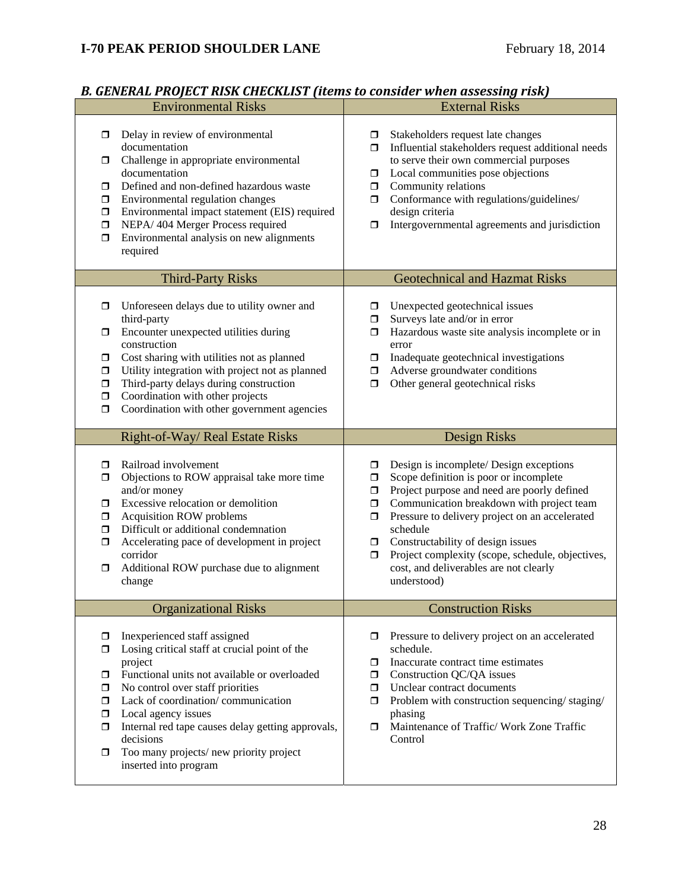### *B. GENERAL PROJECT RISK CHECKLIST (items to consider when assessing risk)*

| Environmental Risks | External Risks |
|---|---|
| ❒ Delay in review of environmental documentation<br>❒ Challenge in appropriate environmental documentation<br>❒ Defined and non-defined hazardous waste<br>❒ Environmental regulation changes<br>❒ Environmental impact statement (EIS) required<br>❒ NEPA/ 404 Merger Process required<br>❒ Environmental analysis on new alignments required | ❒ Stakeholders request late changes<br>❒ Influential stakeholders request additional needs to serve their own commercial purposes<br>❒ Local communities pose objections<br>❒ Community relations<br>❒ Conformance with regulations/guidelines/ design criteria<br>❒ Intergovernmental agreements and jurisdiction |
| **Third-Party Risks** | **Geotechnical and Hazmat Risks** |
| ❒ Unforeseen delays due to utility owner and third-party<br>❒ Encounter unexpected utilities during construction<br>❒ Cost sharing with utilities not as planned<br>❒ Utility integration with project not as planned<br>❒ Third-party delays during construction<br>❒ Coordination with other projects<br>❒ Coordination with other government agencies | ❒ Unexpected geotechnical issues<br>❒ Surveys late and/or in error<br>❒ Hazardous waste site analysis incomplete or in error<br>❒ Inadequate geotechnical investigations<br>❒ Adverse groundwater conditions<br>❒ Other general geotechnical risks |
| **Right-of-Way/ Real Estate Risks** | **Design Risks** |
| ❒ Railroad involvement<br>❒ Objections to ROW appraisal take more time and/or money<br>❒ Excessive relocation or demolition<br>❒ Acquisition ROW problems<br>❒ Difficult or additional condemnation<br>❒ Accelerating pace of development in project corridor<br>❒ Additional ROW purchase due to alignment change | ❒ Design is incomplete/ Design exceptions<br>❒ Scope definition is poor or incomplete<br>❒ Project purpose and need are poorly defined<br>❒ Communication breakdown with project team<br>❒ Pressure to delivery project on an accelerated schedule<br>❒ Constructability of design issues<br>❒ Project complexity (scope, schedule, objectives, cost, and deliverables are not clearly understood) |
| **Organizational Risks** | **Construction Risks** |
| ❒ Inexperienced staff assigned<br>❒ Losing critical staff at crucial point of the project<br>❒ Functional units not available or overloaded<br>❒ No control over staff priorities<br>❒ Lack of coordination/ communication<br>❒ Local agency issues<br>❒ Internal red tape causes delay getting approvals, decisions<br>❒ Too many projects/ new priority project inserted into program | ❒ Pressure to delivery project on an accelerated schedule.<br>❒ Inaccurate contract time estimates<br>❒ Construction QC/QA issues<br>❒ Unclear contract documents<br>❒ Problem with construction sequencing/ staging/ phasing<br>❒ Maintenance of Traffic/ Work Zone Traffic Control |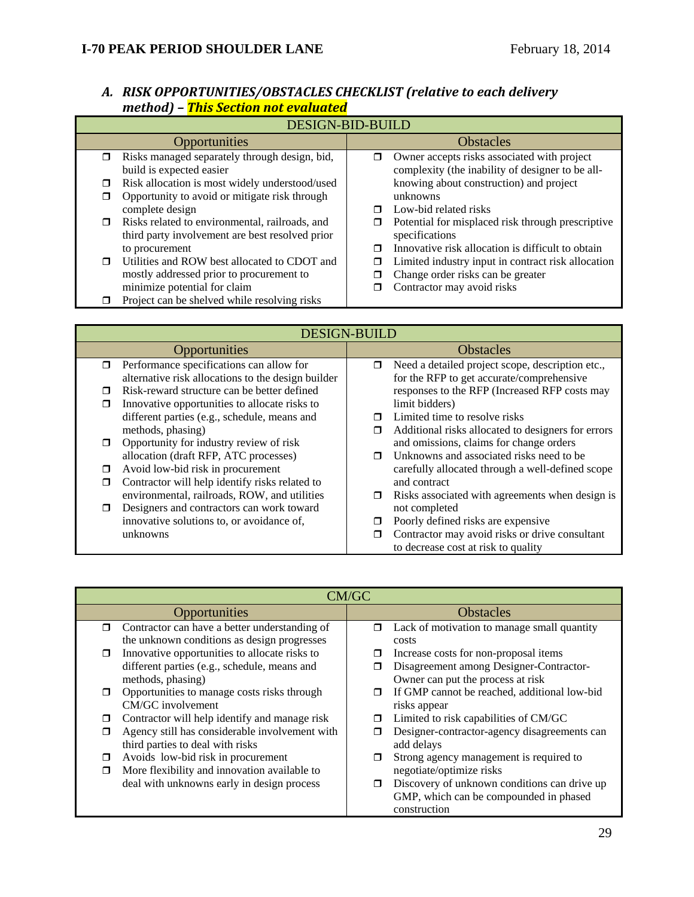### A. *RISK OPPORTUNITIES/OBSTACLES CHECKLIST (relative to each delivery method)* – ***This Section not evaluated***

| DESIGN-BID-BUILD | |
|---|---|
| **Opportunities** | **Obstacles** |
| ❒ Risks managed separately through design, bid, build is expected easier<br>❒ Risk allocation is most widely understood/used<br>❒ Opportunity to avoid or mitigate risk through complete design<br>❒ Risks related to environmental, railroads, and third party involvement are best resolved prior to procurement<br>❒ Utilities and ROW best allocated to CDOT and mostly addressed prior to procurement to minimize potential for claim<br>❒ Project can be shelved while resolving risks | ❒ Owner accepts risks associated with project complexity (the inability of designer to be all-knowing about construction) and project unknowns<br>❒ Low-bid related risks<br>❒ Potential for misplaced risk through prescriptive specifications<br>❒ Innovative risk allocation is difficult to obtain<br>❒ Limited industry input in contract risk allocation<br>❒ Change order risks can be greater<br>❒ Contractor may avoid risks |

| DESIGN-BUILD | |
|---|---|
| **Opportunities** | **Obstacles** |
| ❒ Performance specifications can allow for alternative risk allocations to the design builder<br>❒ Risk-reward structure can be better defined<br>❒ Innovative opportunities to allocate risks to different parties (e.g., schedule, means and methods, phasing)<br>❒ Opportunity for industry review of risk allocation (draft RFP, ATC processes)<br>❒ Avoid low-bid risk in procurement<br>❒ Contractor will help identify risks related to environmental, railroads, ROW, and utilities<br>❒ Designers and contractors can work toward innovative solutions to, or avoidance of, unknowns | ❒ Need a detailed project scope, description etc., for the RFP to get accurate/comprehensive responses to the RFP (Increased RFP costs may limit bidders)<br>❒ Limited time to resolve risks<br>❒ Additional risks allocated to designers for errors and omissions, claims for change orders<br>❒ Unknowns and associated risks need to be carefully allocated through a well-defined scope and contract<br>❒ Risks associated with agreements when design is not completed<br>❒ Poorly defined risks are expensive<br>❒ Contractor may avoid risks or drive consultant to decrease cost at risk to quality |

| CM/GC | |
|---|---|
| **Opportunities** | **Obstacles** |
| ❒ Contractor can have a better understanding of the unknown conditions as design progresses<br>❒ Innovative opportunities to allocate risks to different parties (e.g., schedule, means and methods, phasing)<br>❒ Opportunities to manage costs risks through CM/GC involvement<br>❒ Contractor will help identify and manage risk<br>❒ Agency still has considerable involvement with third parties to deal with risks<br>❒ Avoids low-bid risk in procurement<br>❒ More flexibility and innovation available to deal with unknowns early in design process | ❒ Lack of motivation to manage small quantity costs<br>❒ Increase costs for non-proposal items<br>❒ Disagreement among Designer-Contractor-Owner can put the process at risk<br>❒ If GMP cannot be reached, additional low-bid risks appear<br>❒ Limited to risk capabilities of CM/GC<br>❒ Designer-contractor-agency disagreements can add delays<br>❒ Strong agency management is required to negotiate/optimize risks<br>❒ Discovery of unknown conditions can drive up GMP, which can be compounded in phased construction |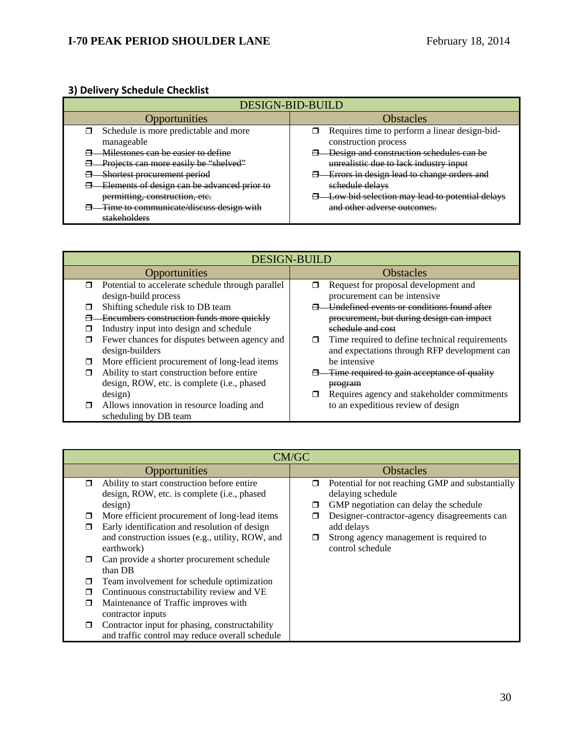### 3) Delivery Schedule Checklist

| DESIGN-BID-BUILD | |
|---|---|
| Opportunities | Obstacles |
| ❒ Schedule is more predictable and more manageable<br>❒ ~~Milestones can be easier to define~~<br>❒ ~~Projects can more easily be "shelved"~~<br>❒ ~~Shortest procurement period~~<br>❒ ~~Elements of design can be advanced prior to permitting, construction, etc.~~<br>❒ ~~Time to communicate/discuss design with stakeholders~~ | ❒ Requires time to perform a linear design-bid-construction process<br>❒ ~~Design and construction schedules can be unrealistic due to lack industry input~~<br>❒ ~~Errors in design lead to change orders and schedule delays~~<br>❒ ~~Low bid selection may lead to potential delays and other adverse outcomes.~~ |

| DESIGN-BUILD | |
|---|---|
| Opportunities | Obstacles |
| ❒ Potential to accelerate schedule through parallel design-build process<br>❒ Shifting schedule risk to DB team<br>❒ ~~Encumbers construction funds more quickly~~<br>❒ Industry input into design and schedule<br>❒ Fewer chances for disputes between agency and design-builders<br>❒ More efficient procurement of long-lead items<br>❒ Ability to start construction before entire design, ROW, etc. is complete (i.e., phased design)<br>❒ Allows innovation in resource loading and scheduling by DB team | ❒ Request for proposal development and procurement can be intensive<br>❒ ~~Undefined events or conditions found after procurement, but during design can impact schedule and cost~~<br>❒ Time required to define technical requirements and expectations through RFP development can be intensive<br>❒ ~~Time required to gain acceptance of quality program~~<br>❒ Requires agency and stakeholder commitments to an expeditious review of design |

| CM/GC | |
|---|---|
| Opportunities | Obstacles |
| ❒ Ability to start construction before entire design, ROW, etc. is complete (i.e., phased design)<br>❒ More efficient procurement of long-lead items<br>❒ Early identification and resolution of design and construction issues (e.g., utility, ROW, and earthwork)<br>❒ Can provide a shorter procurement schedule than DB<br>❒ Team involvement for schedule optimization<br>❒ Continuous constructability review and VE<br>❒ Maintenance of Traffic improves with contractor inputs<br>❒ Contractor input for phasing, constructability and traffic control may reduce overall schedule | ❒ Potential for not reaching GMP and substantially delaying schedule<br>❒ GMP negotiation can delay the schedule<br>❒ Designer-contractor-agency disagreements can add delays<br>❒ Strong agency management is required to control schedule |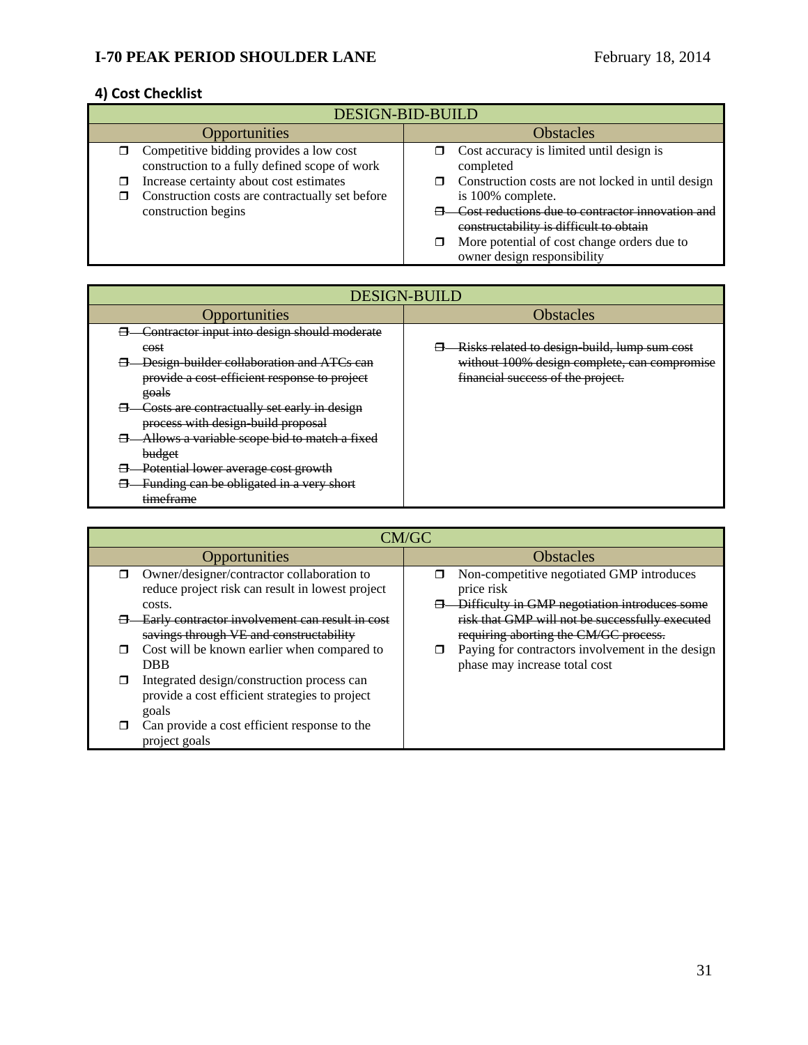### 4) Cost Checklist

| DESIGN-BID-BUILD | |
|---|---|
| Opportunities | Obstacles |
| ❒ Competitive bidding provides a low cost construction to a fully defined scope of work<br>❒ Increase certainty about cost estimates<br>❒ Construction costs are contractually set before construction begins | ❒ Cost accuracy is limited until design is completed<br>❒ Construction costs are not locked in until design is 100% complete.<br>~~❒ Cost reductions due to contractor innovation and constructability is difficult to obtain~~<br>❒ More potential of cost change orders due to owner design responsibility |

| DESIGN-BUILD | |
|---|---|
| Opportunities | Obstacles |
| ~~❒ Contractor input into design should moderate cost~~<br>~~❒ Design-builder collaboration and ATCs can provide a cost-efficient response to project goals~~<br>~~❒ Costs are contractually set early in design process with design-build proposal~~<br>~~❒ Allows a variable scope bid to match a fixed budget~~<br>~~❒ Potential lower average cost growth~~<br>~~❒ Funding can be obligated in a very short timeframe~~ | ~~❒ Risks related to design-build, lump sum cost without 100% design complete, can compromise financial success of the project.~~ |

| CM/GC | |
|---|---|
| Opportunities | Obstacles |
| ❒ Owner/designer/contractor collaboration to reduce project risk can result in lowest project costs.<br>~~❒ Early contractor involvement can result in cost savings through VE and constructability~~<br>❒ Cost will be known earlier when compared to DBB<br>❒ Integrated design/construction process can provide a cost efficient strategies to project goals<br>❒ Can provide a cost efficient response to the project goals | ❒ Non-competitive negotiated GMP introduces price risk<br>~~❒ Difficulty in GMP negotiation introduces some risk that GMP will not be successfully executed requiring aborting the CM/GC process.~~<br>❒ Paying for contractors involvement in the design phase may increase total cost |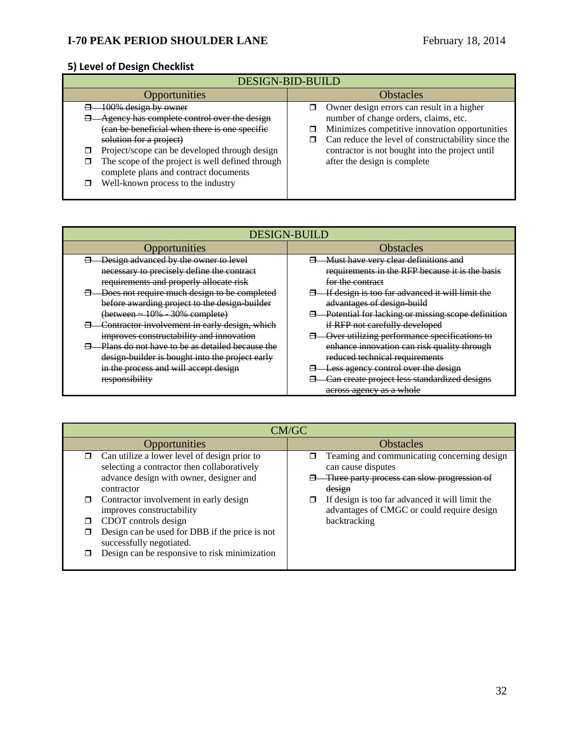## 5) Level of Design Checklist

| DESIGN-BID-BUILD | |
|---|---|
| **Opportunities** | **Obstacles** |
| ❒ ~~100% design by owner~~<br>❒ ~~Agency has complete control over the design (can be beneficial when there is one specific solution for a project)~~<br>❒ Project/scope can be developed through design<br>❒ The scope of the project is well defined through complete plans and contract documents<br>❒ Well-known process to the industry | ❒ Owner design errors can result in a higher number of change orders, claims, etc.<br>❒ Minimizes competitive innovation opportunities<br>❒ Can reduce the level of constructability since the contractor is not bought into the project until after the design is complete |

| DESIGN-BUILD | |
|---|---|
| **Opportunities** | **Obstacles** |
| ❒ ~~Design advanced by the owner to level necessary to precisely define the contract requirements and properly allocate risk~~<br>❒ ~~Does not require much design to be completed before awarding project to the design-builder (between ~ 10% - 30% complete)~~<br>❒ ~~Contractor involvement in early design, which improves constructability and innovation~~<br>❒ ~~Plans do not have to be as detailed because the design-builder is bought into the project early in the process and will accept design responsibility~~ | ❒ ~~Must have very clear definitions and requirements in the RFP because it is the basis for the contract~~<br>❒ ~~If design is too far advanced it will limit the advantages of design-build~~<br>❒ ~~Potential for lacking or missing scope definition if RFP not carefully developed~~<br>❒ ~~Over utilizing performance specifications to enhance innovation can risk quality through reduced technical requirements~~<br>❒ ~~Less agency control over the design~~<br>❒ ~~Can create project less standardized designs across agency as a whole~~ |

| CM/GC | |
|---|---|
| **Opportunities** | **Obstacles** |
| ❒ Can utilize a lower level of design prior to selecting a contractor then collaboratively advance design with owner, designer and contractor<br>❒ Contractor involvement in early design improves constructability<br>❒ CDOT controls design<br>❒ Design can be used for DBB if the price is not successfully negotiated.<br>❒ Design can be responsive to risk minimization | ❒ Teaming and communicating concerning design can cause disputes<br>❒ ~~Three party process can slow progression of design~~<br>❒ If design is too far advanced it will limit the advantages of CMGC or could require design backtracking |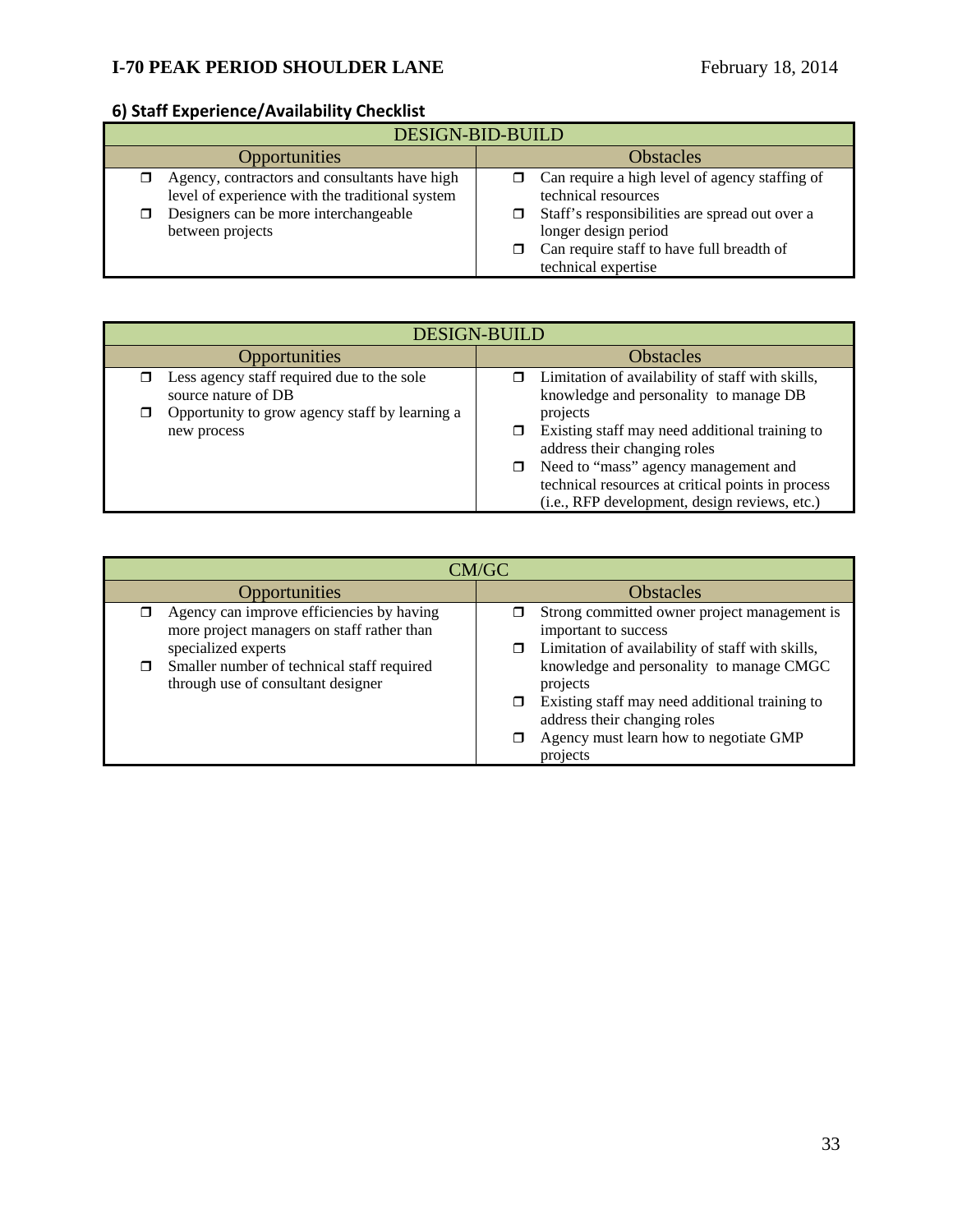## 6) Staff Experience/Availability Checklist

| DESIGN-BID-BUILD | |
|---|---|
| **Opportunities** | **Obstacles** |
| ❒ Agency, contractors and consultants have high level of experience with the traditional system<br>❒ Designers can be more interchangeable between projects | ❒ Can require a high level of agency staffing of technical resources<br>❒ Staff's responsibilities are spread out over a longer design period<br>❒ Can require staff to have full breadth of technical expertise |

| DESIGN-BUILD | |
|---|---|
| **Opportunities** | **Obstacles** |
| ❒ Less agency staff required due to the sole source nature of DB<br>❒ Opportunity to grow agency staff by learning a new process | ❒ Limitation of availability of staff with skills, knowledge and personality to manage DB projects<br>❒ Existing staff may need additional training to address their changing roles<br>❒ Need to "mass" agency management and technical resources at critical points in process (i.e., RFP development, design reviews, etc.) |

| CM/GC | |
|---|---|
| **Opportunities** | **Obstacles** |
| ❒ Agency can improve efficiencies by having more project managers on staff rather than specialized experts<br>❒ Smaller number of technical staff required through use of consultant designer | ❒ Strong committed owner project management is important to success<br>❒ Limitation of availability of staff with skills, knowledge and personality to manage CMGC projects<br>❒ Existing staff may need additional training to address their changing roles<br>❒ Agency must learn how to negotiate GMP projects |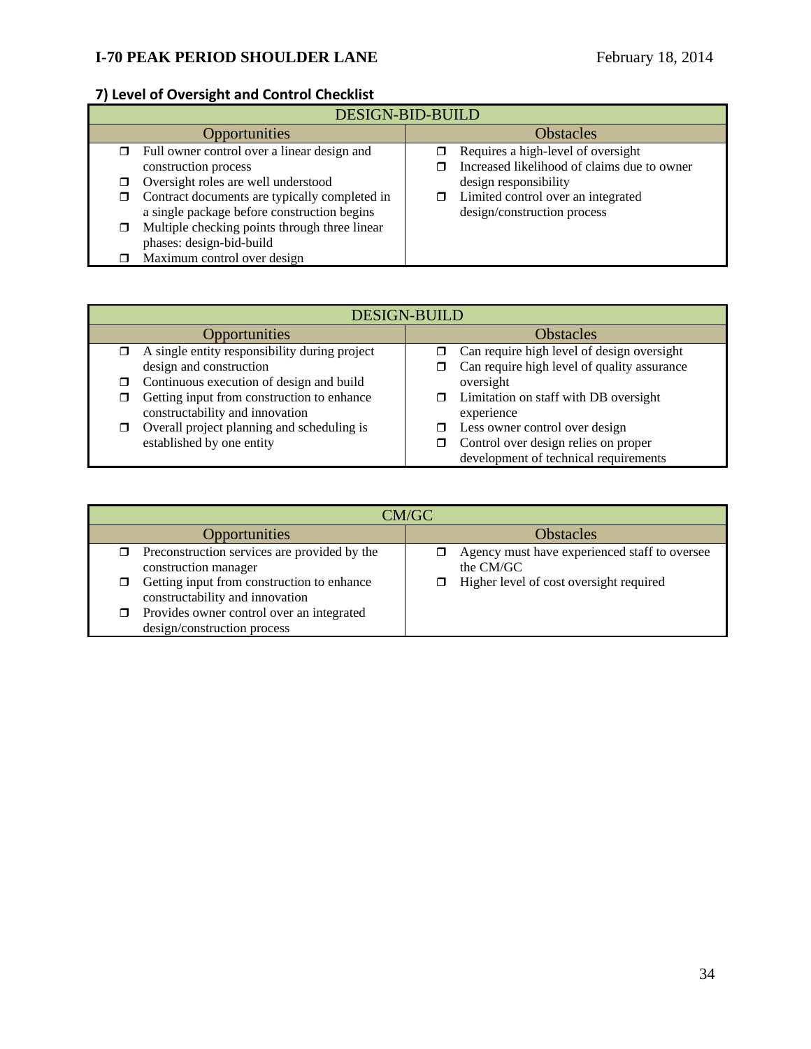### 7) Level of Oversight and Control Checklist

| DESIGN-BID-BUILD | |
|---|---|
| **Opportunities** | **Obstacles** |
| ❒ Full owner control over a linear design and construction process<br>❒ Oversight roles are well understood<br>❒ Contract documents are typically completed in a single package before construction begins<br>❒ Multiple checking points through three linear phases: design-bid-build<br>❒ Maximum control over design | ❒ Requires a high-level of oversight<br>❒ Increased likelihood of claims due to owner design responsibility<br>❒ Limited control over an integrated design/construction process |

| DESIGN-BUILD | |
|---|---|
| **Opportunities** | **Obstacles** |
| ❒ A single entity responsibility during project design and construction<br>❒ Continuous execution of design and build<br>❒ Getting input from construction to enhance constructability and innovation<br>❒ Overall project planning and scheduling is established by one entity | ❒ Can require high level of design oversight<br>❒ Can require high level of quality assurance oversight<br>❒ Limitation on staff with DB oversight experience<br>❒ Less owner control over design<br>❒ Control over design relies on proper development of technical requirements |

| CM/GC | |
|---|---|
| **Opportunities** | **Obstacles** |
| ❒ Preconstruction services are provided by the construction manager<br>❒ Getting input from construction to enhance constructability and innovation<br>❒ Provides owner control over an integrated design/construction process | ❒ Agency must have experienced staff to oversee the CM/GC<br>❒ Higher level of cost oversight required |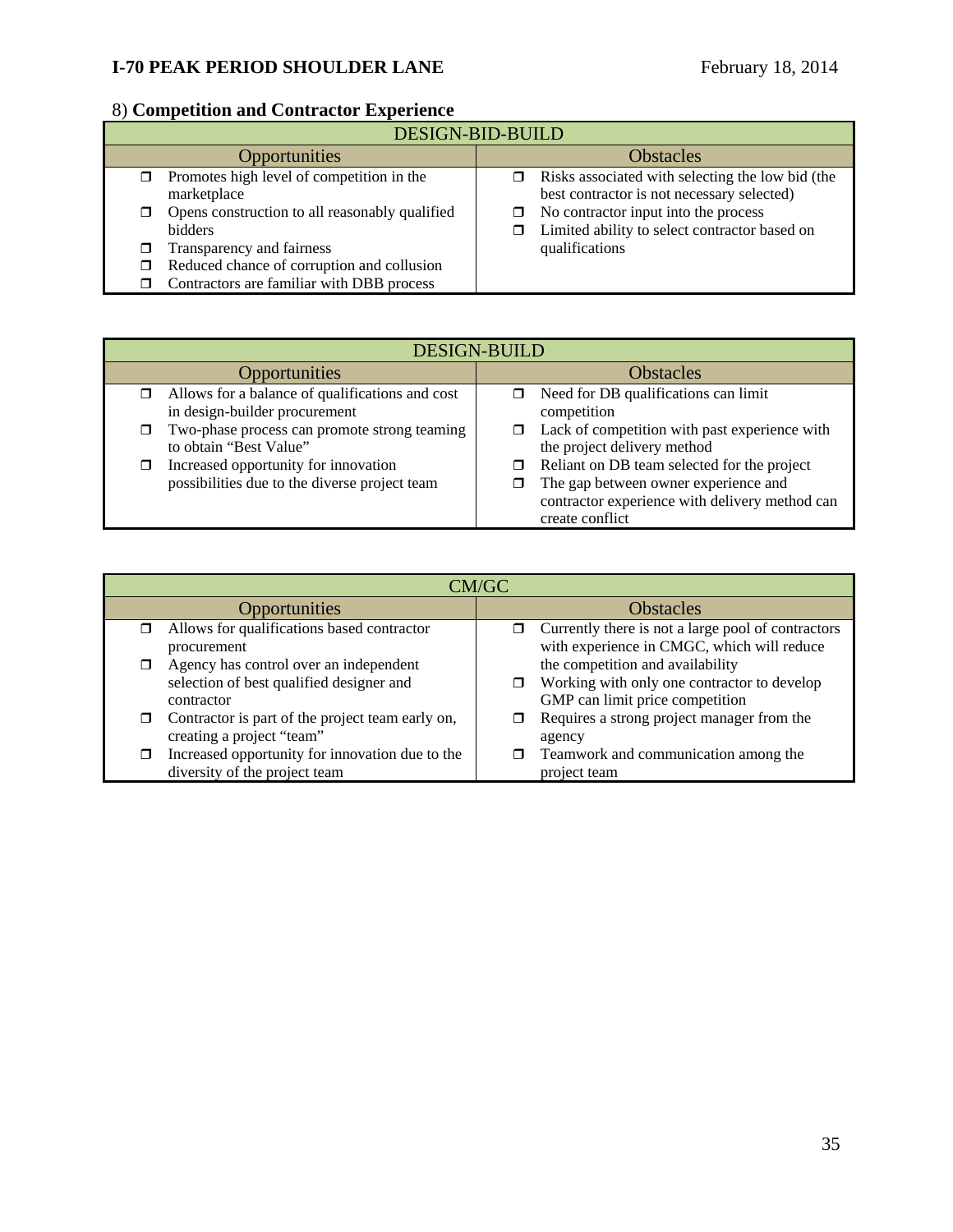8) **Competition and Contractor Experience**

| DESIGN-BID-BUILD | |
|---|---|
| Opportunities | Obstacles |
| ❐ Promotes high level of competition in the marketplace<br>❐ Opens construction to all reasonably qualified bidders<br>❐ Transparency and fairness<br>❐ Reduced chance of corruption and collusion<br>❐ Contractors are familiar with DBB process | ❐ Risks associated with selecting the low bid (the best contractor is not necessary selected)<br>❐ No contractor input into the process<br>❐ Limited ability to select contractor based on qualifications |

| DESIGN-BUILD | |
|---|---|
| Opportunities | Obstacles |
| ❐ Allows for a balance of qualifications and cost in design-builder procurement<br>❐ Two-phase process can promote strong teaming to obtain "Best Value"<br>❐ Increased opportunity for innovation possibilities due to the diverse project team | ❐ Need for DB qualifications can limit competition<br>❐ Lack of competition with past experience with the project delivery method<br>❐ Reliant on DB team selected for the project<br>❐ The gap between owner experience and contractor experience with delivery method can create conflict |

| CM/GC | |
|---|---|
| Opportunities | Obstacles |
| ❐ Allows for qualifications based contractor procurement<br>❐ Agency has control over an independent selection of best qualified designer and contractor<br>❐ Contractor is part of the project team early on, creating a project "team"<br>❐ Increased opportunity for innovation due to the diversity of the project team | ❐ Currently there is not a large pool of contractors with experience in CMGC, which will reduce the competition and availability<br>❐ Working with only one contractor to develop GMP can limit price competition<br>❐ Requires a strong project manager from the agency<br>❐ Teamwork and communication among the project team |